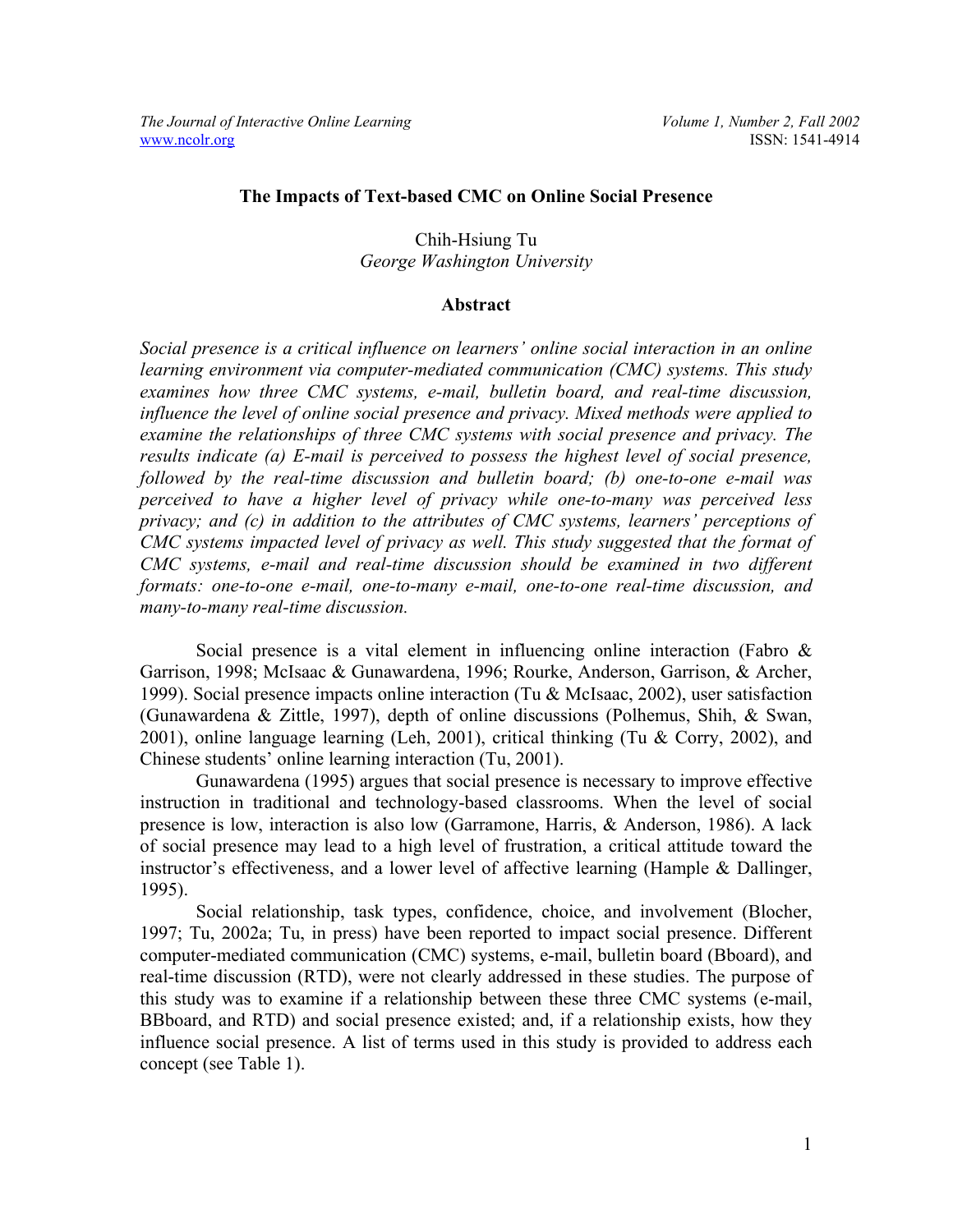# The Impacts of Text-based CMC on Online Social Presence

Chih-Hsiung Tu
*George Washington University*

## Abstract

*Social presence is a critical influence on learners' online social interaction in an online learning environment via computer-mediated communication (CMC) systems. This study examines how three CMC systems, e-mail, bulletin board, and real-time discussion, influence the level of online social presence and privacy. Mixed methods were applied to examine the relationships of three CMC systems with social presence and privacy. The results indicate (a) E-mail is perceived to possess the highest level of social presence, followed by the real-time discussion and bulletin board; (b) one-to-one e-mail was perceived to have a higher level of privacy while one-to-many was perceived less privacy; and (c) in addition to the attributes of CMC systems, learners' perceptions of CMC systems impacted level of privacy as well. This study suggested that the format of CMC systems, e-mail and real-time discussion should be examined in two different formats: one-to-one e-mail, one-to-many e-mail, one-to-one real-time discussion, and many-to-many real-time discussion.*

Social presence is a vital element in influencing online interaction (Fabro & Garrison, 1998; McIsaac & Gunawardena, 1996; Rourke, Anderson, Garrison, & Archer, 1999). Social presence impacts online interaction (Tu & McIsaac, 2002), user satisfaction (Gunawardena & Zittle, 1997), depth of online discussions (Polhemus, Shih, & Swan, 2001), online language learning (Leh, 2001), critical thinking (Tu & Corry, 2002), and Chinese students' online learning interaction (Tu, 2001).

Gunawardena (1995) argues that social presence is necessary to improve effective instruction in traditional and technology-based classrooms. When the level of social presence is low, interaction is also low (Garramone, Harris, & Anderson, 1986). A lack of social presence may lead to a high level of frustration, a critical attitude toward the instructor's effectiveness, and a lower level of affective learning (Hample & Dallinger, 1995).

Social relationship, task types, confidence, choice, and involvement (Blocher, 1997; Tu, 2002a; Tu, in press) have been reported to impact social presence. Different computer-mediated communication (CMC) systems, e-mail, bulletin board (Bboard), and real-time discussion (RTD), were not clearly addressed in these studies. The purpose of this study was to examine if a relationship between these three CMC systems (e-mail, BBboard, and RTD) and social presence existed; and, if a relationship exists, how they influence social presence. A list of terms used in this study is provided to address each concept (see Table 1).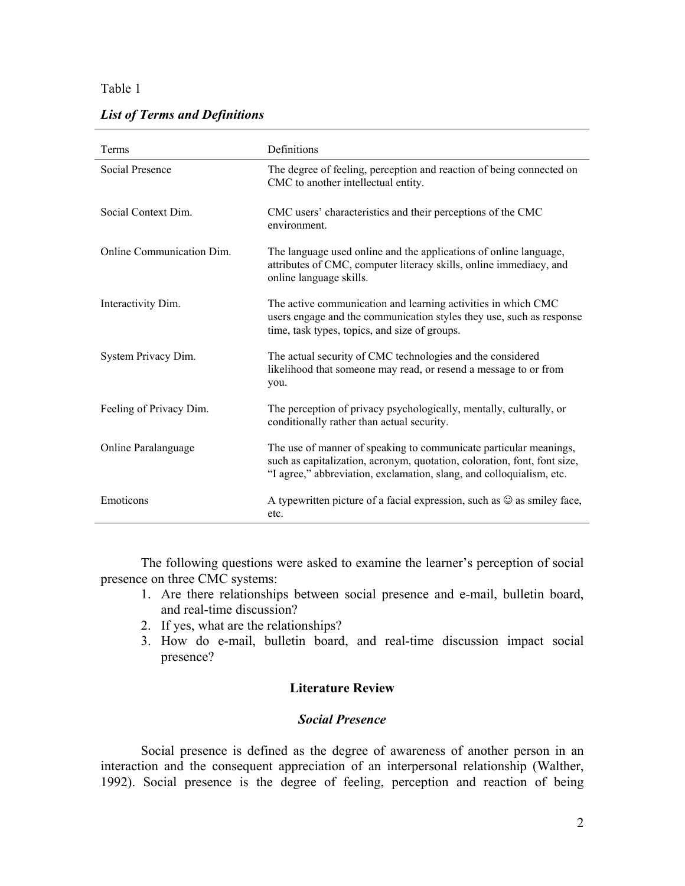Table 1

***List of Terms and Definitions***

| Terms | Definitions |
| --- | --- |
| Social Presence | The degree of feeling, perception and reaction of being connected on CMC to another intellectual entity. |
| Social Context Dim. | CMC users' characteristics and their perceptions of the CMC environment. |
| Online Communication Dim. | The language used online and the applications of online language, attributes of CMC, computer literacy skills, online immediacy, and online language skills. |
| Interactivity Dim. | The active communication and learning activities in which CMC users engage and the communication styles they use, such as response time, task types, topics, and size of groups. |
| System Privacy Dim. | The actual security of CMC technologies and the considered likelihood that someone may read, or resend a message to or from you. |
| Feeling of Privacy Dim. | The perception of privacy psychologically, mentally, culturally, or conditionally rather than actual security. |
| Online Paralanguage | The use of manner of speaking to communicate particular meanings, such as capitalization, acronym, quotation, coloration, font, font size, "I agree," abbreviation, exclamation, slang, and colloquialism, etc. |
| Emoticons | A typewritten picture of a facial expression, such as ☺ as smiley face, etc. |

The following questions were asked to examine the learner's perception of social presence on three CMC systems:

1. Are there relationships between social presence and e-mail, bulletin board, and real-time discussion?
2. If yes, what are the relationships?
3. How do e-mail, bulletin board, and real-time discussion impact social presence?

## Literature Review

### *Social Presence*

Social presence is defined as the degree of awareness of another person in an interaction and the consequent appreciation of an interpersonal relationship (Walther, 1992). Social presence is the degree of feeling, perception and reaction of being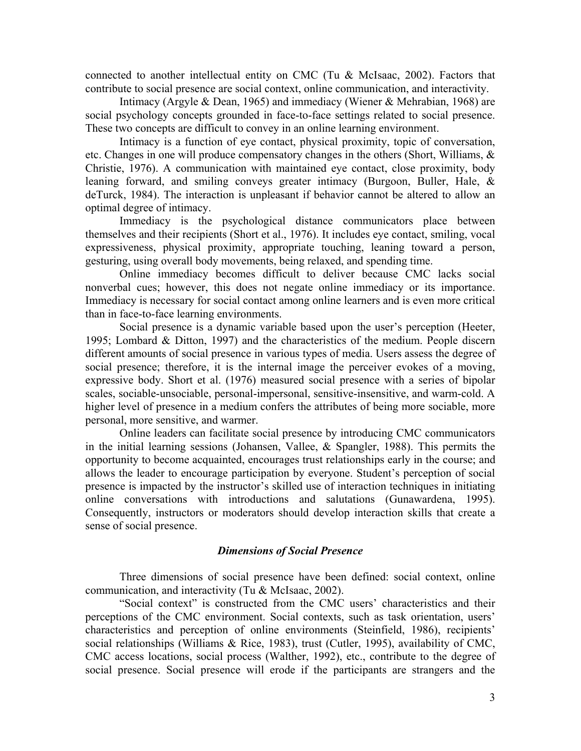connected to another intellectual entity on CMC (Tu & McIsaac, 2002). Factors that contribute to social presence are social context, online communication, and interactivity.

Intimacy (Argyle & Dean, 1965) and immediacy (Wiener & Mehrabian, 1968) are social psychology concepts grounded in face-to-face settings related to social presence. These two concepts are difficult to convey in an online learning environment.

Intimacy is a function of eye contact, physical proximity, topic of conversation, etc. Changes in one will produce compensatory changes in the others (Short, Williams, & Christie, 1976). A communication with maintained eye contact, close proximity, body leaning forward, and smiling conveys greater intimacy (Burgoon, Buller, Hale, & deTurck, 1984). The interaction is unpleasant if behavior cannot be altered to allow an optimal degree of intimacy.

Immediacy is the psychological distance communicators place between themselves and their recipients (Short et al., 1976). It includes eye contact, smiling, vocal expressiveness, physical proximity, appropriate touching, leaning toward a person, gesturing, using overall body movements, being relaxed, and spending time.

Online immediacy becomes difficult to deliver because CMC lacks social nonverbal cues; however, this does not negate online immediacy or its importance. Immediacy is necessary for social contact among online learners and is even more critical than in face-to-face learning environments.

Social presence is a dynamic variable based upon the user's perception (Heeter, 1995; Lombard & Ditton, 1997) and the characteristics of the medium. People discern different amounts of social presence in various types of media. Users assess the degree of social presence; therefore, it is the internal image the perceiver evokes of a moving, expressive body. Short et al. (1976) measured social presence with a series of bipolar scales, sociable-unsociable, personal-impersonal, sensitive-insensitive, and warm-cold. A higher level of presence in a medium confers the attributes of being more sociable, more personal, more sensitive, and warmer.

Online leaders can facilitate social presence by introducing CMC communicators in the initial learning sessions (Johansen, Vallee, & Spangler, 1988). This permits the opportunity to become acquainted, encourages trust relationships early in the course; and allows the leader to encourage participation by everyone. Student's perception of social presence is impacted by the instructor's skilled use of interaction techniques in initiating online conversations with introductions and salutations (Gunawardena, 1995). Consequently, instructors or moderators should develop interaction skills that create a sense of social presence.

### *Dimensions of Social Presence*

Three dimensions of social presence have been defined: social context, online communication, and interactivity (Tu & McIsaac, 2002).

"Social context" is constructed from the CMC users' characteristics and their perceptions of the CMC environment. Social contexts, such as task orientation, users' characteristics and perception of online environments (Steinfield, 1986), recipients' social relationships (Williams & Rice, 1983), trust (Cutler, 1995), availability of CMC, CMC access locations, social process (Walther, 1992), etc., contribute to the degree of social presence. Social presence will erode if the participants are strangers and the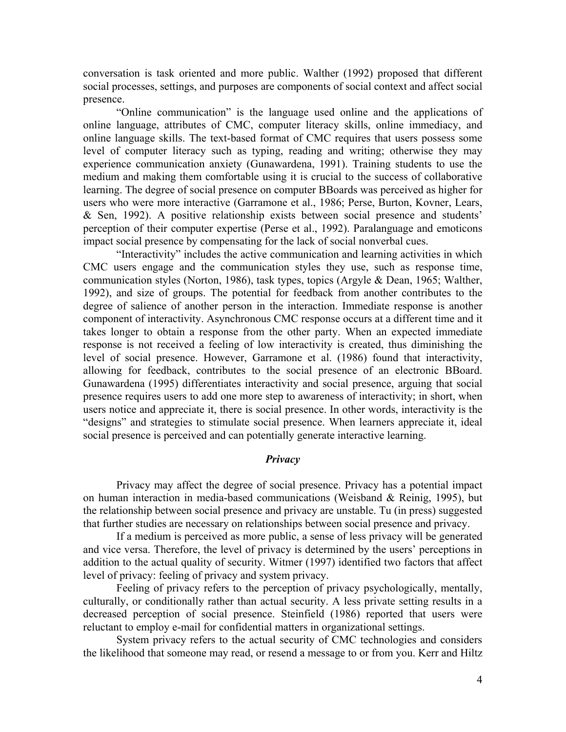conversation is task oriented and more public. Walther (1992) proposed that different social processes, settings, and purposes are components of social context and affect social presence.

"Online communication" is the language used online and the applications of online language, attributes of CMC, computer literacy skills, online immediacy, and online language skills. The text-based format of CMC requires that users possess some level of computer literacy such as typing, reading and writing; otherwise they may experience communication anxiety (Gunawardena, 1991). Training students to use the medium and making them comfortable using it is crucial to the success of collaborative learning. The degree of social presence on computer BBoards was perceived as higher for users who were more interactive (Garramone et al., 1986; Perse, Burton, Kovner, Lears, & Sen, 1992). A positive relationship exists between social presence and students' perception of their computer expertise (Perse et al., 1992). Paralanguage and emoticons impact social presence by compensating for the lack of social nonverbal cues.

"Interactivity" includes the active communication and learning activities in which CMC users engage and the communication styles they use, such as response time, communication styles (Norton, 1986), task types, topics (Argyle & Dean, 1965; Walther, 1992), and size of groups. The potential for feedback from another contributes to the degree of salience of another person in the interaction. Immediate response is another component of interactivity. Asynchronous CMC response occurs at a different time and it takes longer to obtain a response from the other party. When an expected immediate response is not received a feeling of low interactivity is created, thus diminishing the level of social presence. However, Garramone et al. (1986) found that interactivity, allowing for feedback, contributes to the social presence of an electronic BBoard. Gunawardena (1995) differentiates interactivity and social presence, arguing that social presence requires users to add one more step to awareness of interactivity; in short, when users notice and appreciate it, there is social presence. In other words, interactivity is the "designs" and strategies to stimulate social presence. When learners appreciate it, ideal social presence is perceived and can potentially generate interactive learning.

### *Privacy*

Privacy may affect the degree of social presence. Privacy has a potential impact on human interaction in media-based communications (Weisband & Reinig, 1995), but the relationship between social presence and privacy are unstable. Tu (in press) suggested that further studies are necessary on relationships between social presence and privacy.

If a medium is perceived as more public, a sense of less privacy will be generated and vice versa. Therefore, the level of privacy is determined by the users' perceptions in addition to the actual quality of security. Witmer (1997) identified two factors that affect level of privacy: feeling of privacy and system privacy.

Feeling of privacy refers to the perception of privacy psychologically, mentally, culturally, or conditionally rather than actual security. A less private setting results in a decreased perception of social presence. Steinfield (1986) reported that users were reluctant to employ e-mail for confidential matters in organizational settings.

System privacy refers to the actual security of CMC technologies and considers the likelihood that someone may read, or resend a message to or from you. Kerr and Hiltz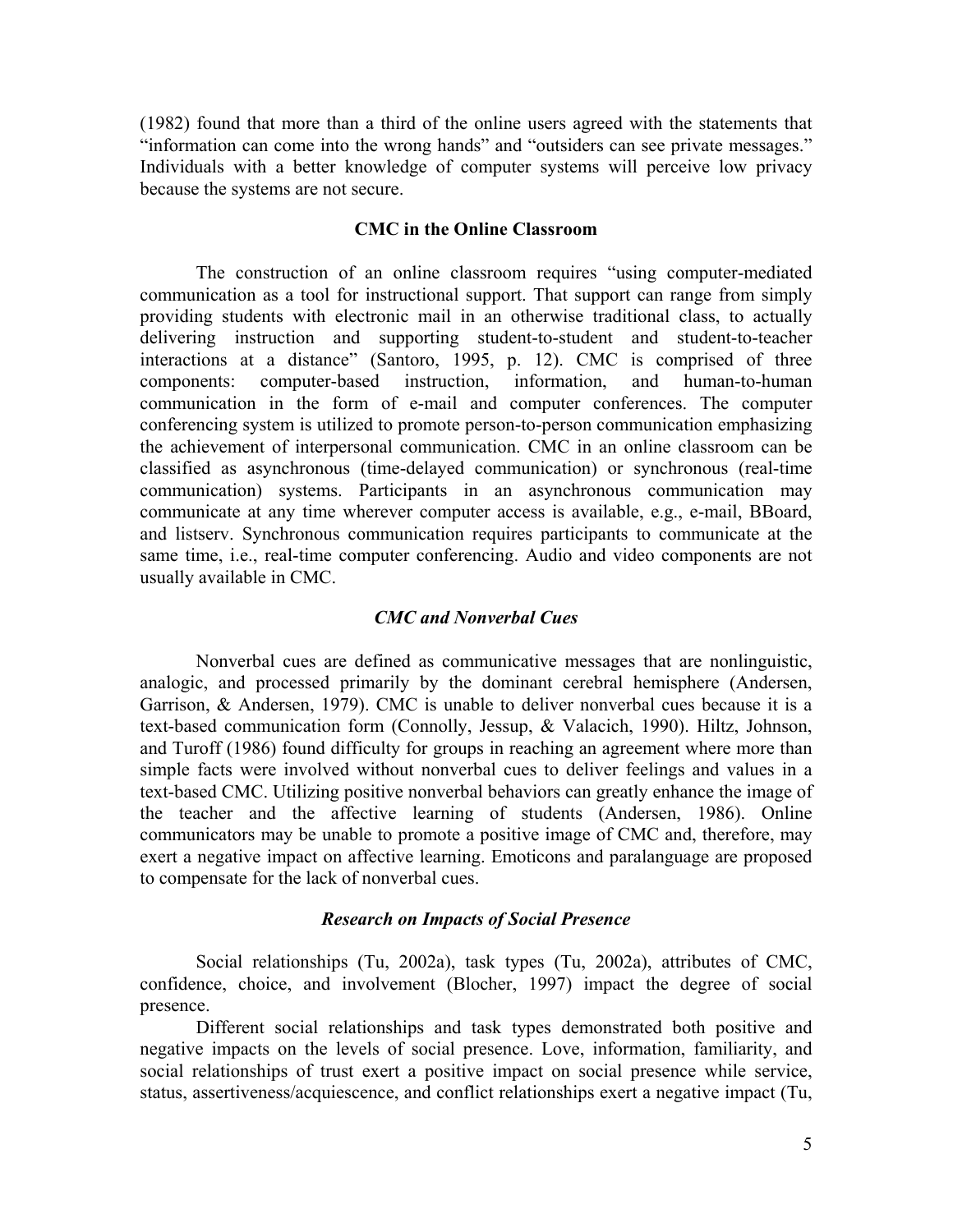(1982) found that more than a third of the online users agreed with the statements that "information can come into the wrong hands" and "outsiders can see private messages." Individuals with a better knowledge of computer systems will perceive low privacy because the systems are not secure.

## CMC in the Online Classroom

The construction of an online classroom requires "using computer-mediated communication as a tool for instructional support. That support can range from simply providing students with electronic mail in an otherwise traditional class, to actually delivering instruction and supporting student-to-student and student-to-teacher interactions at a distance" (Santoro, 1995, p. 12). CMC is comprised of three components: computer-based instruction, information, and human-to-human communication in the form of e-mail and computer conferences. The computer conferencing system is utilized to promote person-to-person communication emphasizing the achievement of interpersonal communication. CMC in an online classroom can be classified as asynchronous (time-delayed communication) or synchronous (real-time communication) systems. Participants in an asynchronous communication may communicate at any time wherever computer access is available, e.g., e-mail, BBoard, and listserv. Synchronous communication requires participants to communicate at the same time, i.e., real-time computer conferencing. Audio and video components are not usually available in CMC.

### *CMC and Nonverbal Cues*

Nonverbal cues are defined as communicative messages that are nonlinguistic, analogic, and processed primarily by the dominant cerebral hemisphere (Andersen, Garrison, & Andersen, 1979). CMC is unable to deliver nonverbal cues because it is a text-based communication form (Connolly, Jessup, & Valacich, 1990). Hiltz, Johnson, and Turoff (1986) found difficulty for groups in reaching an agreement where more than simple facts were involved without nonverbal cues to deliver feelings and values in a text-based CMC. Utilizing positive nonverbal behaviors can greatly enhance the image of the teacher and the affective learning of students (Andersen, 1986). Online communicators may be unable to promote a positive image of CMC and, therefore, may exert a negative impact on affective learning. Emoticons and paralanguage are proposed to compensate for the lack of nonverbal cues.

### *Research on Impacts of Social Presence*

Social relationships (Tu, 2002a), task types (Tu, 2002a), attributes of CMC, confidence, choice, and involvement (Blocher, 1997) impact the degree of social presence.

Different social relationships and task types demonstrated both positive and negative impacts on the levels of social presence. Love, information, familiarity, and social relationships of trust exert a positive impact on social presence while service, status, assertiveness/acquiescence, and conflict relationships exert a negative impact (Tu,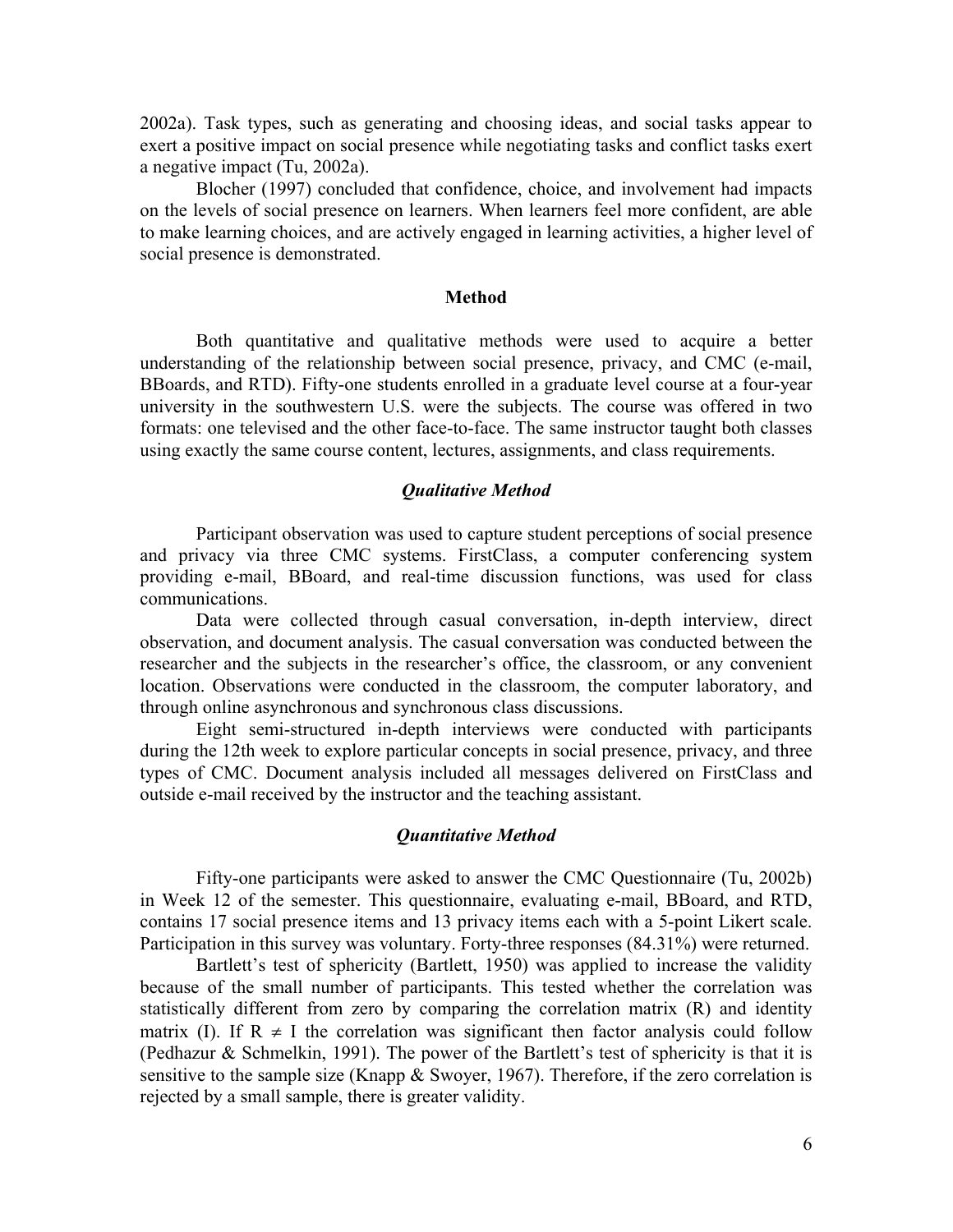2002a). Task types, such as generating and choosing ideas, and social tasks appear to exert a positive impact on social presence while negotiating tasks and conflict tasks exert a negative impact (Tu, 2002a).

Blocher (1997) concluded that confidence, choice, and involvement had impacts on the levels of social presence on learners. When learners feel more confident, are able to make learning choices, and are actively engaged in learning activities, a higher level of social presence is demonstrated.

## Method

Both quantitative and qualitative methods were used to acquire a better understanding of the relationship between social presence, privacy, and CMC (e-mail, BBoards, and RTD). Fifty-one students enrolled in a graduate level course at a four-year university in the southwestern U.S. were the subjects. The course was offered in two formats: one televised and the other face-to-face. The same instructor taught both classes using exactly the same course content, lectures, assignments, and class requirements.

### *Qualitative Method*

Participant observation was used to capture student perceptions of social presence and privacy via three CMC systems. FirstClass, a computer conferencing system providing e-mail, BBoard, and real-time discussion functions, was used for class communications.

Data were collected through casual conversation, in-depth interview, direct observation, and document analysis. The casual conversation was conducted between the researcher and the subjects in the researcher's office, the classroom, or any convenient location. Observations were conducted in the classroom, the computer laboratory, and through online asynchronous and synchronous class discussions.

Eight semi-structured in-depth interviews were conducted with participants during the 12th week to explore particular concepts in social presence, privacy, and three types of CMC. Document analysis included all messages delivered on FirstClass and outside e-mail received by the instructor and the teaching assistant.

### *Quantitative Method*

Fifty-one participants were asked to answer the CMC Questionnaire (Tu, 2002b) in Week 12 of the semester. This questionnaire, evaluating e-mail, BBoard, and RTD, contains 17 social presence items and 13 privacy items each with a 5-point Likert scale. Participation in this survey was voluntary. Forty-three responses (84.31%) were returned.

Bartlett's test of sphericity (Bartlett, 1950) was applied to increase the validity because of the small number of participants. This tested whether the correlation was statistically different from zero by comparing the correlation matrix (R) and identity matrix (I). If $R \neq I$ the correlation was significant then factor analysis could follow (Pedhazur & Schmelkin, 1991). The power of the Bartlett's test of sphericity is that it is sensitive to the sample size (Knapp & Swoyer, 1967). Therefore, if the zero correlation is rejected by a small sample, there is greater validity.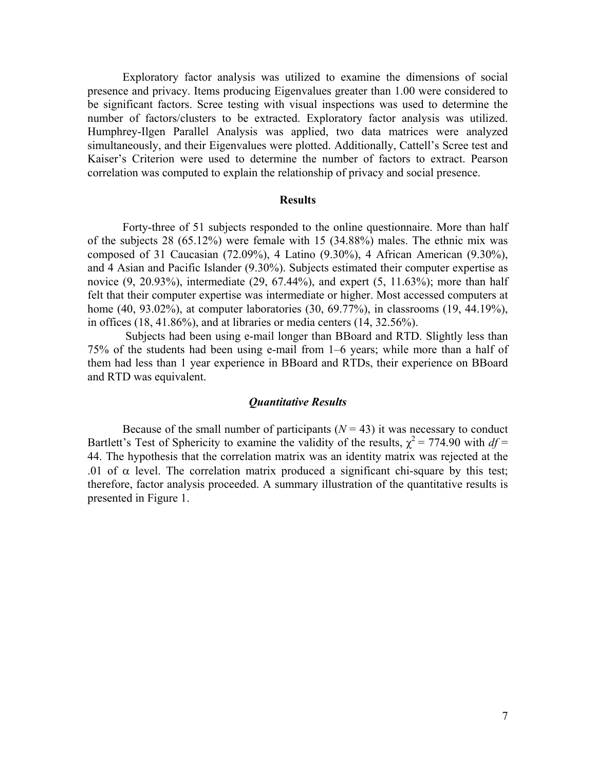Exploratory factor analysis was utilized to examine the dimensions of social presence and privacy. Items producing Eigenvalues greater than 1.00 were considered to be significant factors. Scree testing with visual inspections was used to determine the number of factors/clusters to be extracted. Exploratory factor analysis was utilized. Humphrey-Ilgen Parallel Analysis was applied, two data matrices were analyzed simultaneously, and their Eigenvalues were plotted. Additionally, Cattell's Scree test and Kaiser's Criterion were used to determine the number of factors to extract. Pearson correlation was computed to explain the relationship of privacy and social presence.

## Results

Forty-three of 51 subjects responded to the online questionnaire. More than half of the subjects 28 (65.12%) were female with 15 (34.88%) males. The ethnic mix was composed of 31 Caucasian (72.09%), 4 Latino (9.30%), 4 African American (9.30%), and 4 Asian and Pacific Islander (9.30%). Subjects estimated their computer expertise as novice (9, 20.93%), intermediate (29, 67.44%), and expert (5, 11.63%); more than half felt that their computer expertise was intermediate or higher. Most accessed computers at home (40, 93.02%), at computer laboratories (30, 69.77%), in classrooms (19, 44.19%), in offices (18, 41.86%), and at libraries or media centers (14, 32.56%).

Subjects had been using e-mail longer than BBoard and RTD. Slightly less than 75% of the students had been using e-mail from 1–6 years; while more than a half of them had less than 1 year experience in BBoard and RTDs, their experience on BBoard and RTD was equivalent.

### *Quantitative Results*

Because of the small number of participants ($N = 43$) it was necessary to conduct Bartlett's Test of Sphericity to examine the validity of the results, $\chi^2 = 774.90$ with $df = 44$. The hypothesis that the correlation matrix was an identity matrix was rejected at the .01 of $\alpha$ level. The correlation matrix produced a significant chi-square by this test; therefore, factor analysis proceeded. A summary illustration of the quantitative results is presented in Figure 1.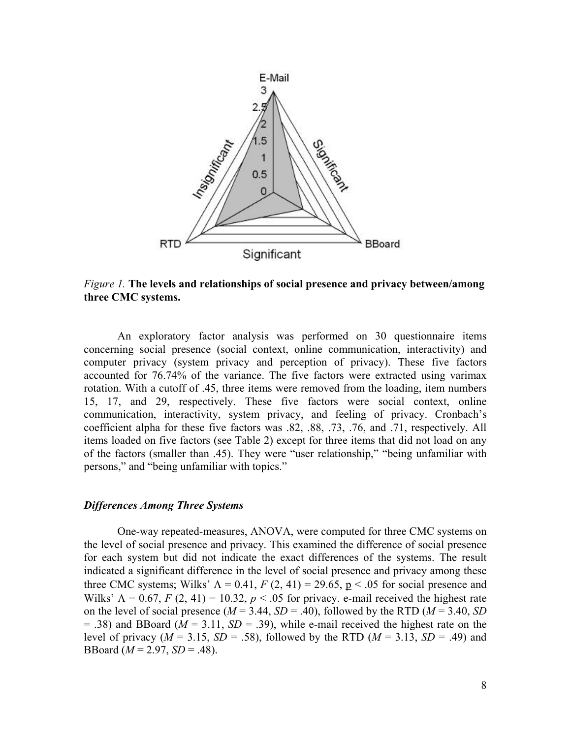*Figure 1.* **The levels and relationships of social presence and privacy between/among three CMC systems.**

An exploratory factor analysis was performed on 30 questionnaire items concerning social presence (social context, online communication, interactivity) and computer privacy (system privacy and perception of privacy). These five factors accounted for 76.74% of the variance. The five factors were extracted using varimax rotation. With a cutoff of .45, three items were removed from the loading, item numbers 15, 17, and 29, respectively. These five factors were social context, online communication, interactivity, system privacy, and feeling of privacy. Cronbach's coefficient alpha for these five factors was .82, .88, .73, .76, and .71, respectively. All items loaded on five factors (see Table 2) except for three items that did not load on any of the factors (smaller than .45). They were "user relationship," "being unfamiliar with persons," and "being unfamiliar with topics."

### *Differences Among Three Systems*

One-way repeated-measures, ANOVA, were computed for three CMC systems on the level of social presence and privacy. This examined the difference of social presence for each system but did not indicate the exact differences of the systems. The result indicated a significant difference in the level of social presence and privacy among these three CMC systems; Wilks' $\Lambda = 0.41$, $F\ (2, 41) = 29.65$, $p < .05$ for social presence and Wilks' $\Lambda = 0.67$, $F\ (2, 41) = 10.32$, $p < .05$ for privacy. e-mail received the highest rate on the level of social presence ($M = 3.44$, $SD = .40$), followed by the RTD ($M = 3.40$, $SD = .38$) and BBoard ($M = 3.11$, $SD = .39$), while e-mail received the highest rate on the level of privacy ($M = 3.15$, $SD = .58$), followed by the RTD ($M = 3.13$, $SD = .49$) and BBoard ($M = 2.97$, $SD = .48$).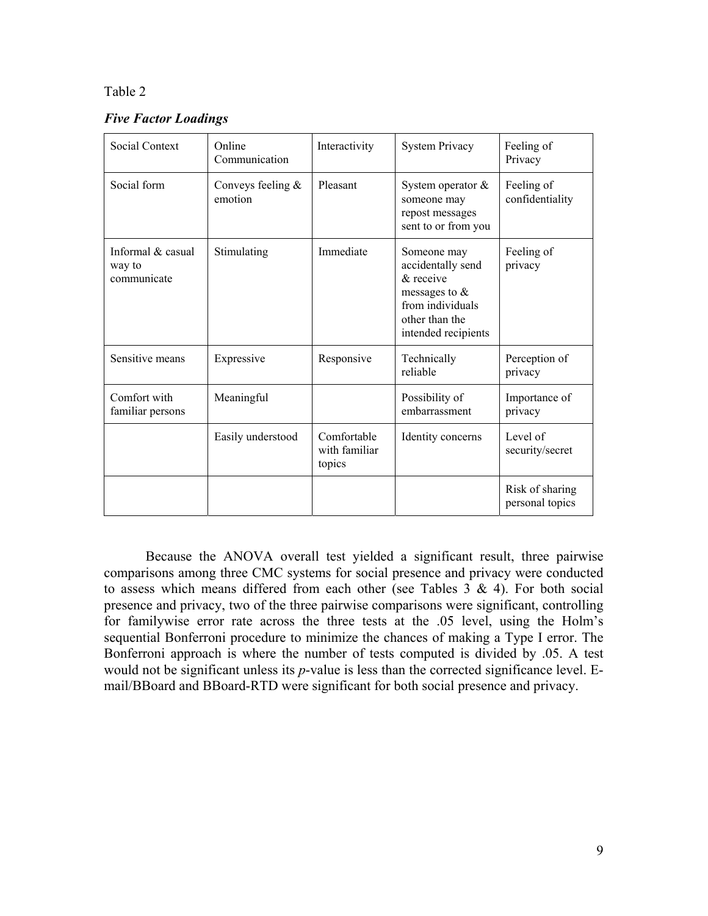Table 2

***Five Factor Loadings***

| Social Context | Online Communication | Interactivity | System Privacy | Feeling of Privacy |
|---|---|---|---|---|
| Social form | Conveys feeling & emotion | Pleasant | System operator & someone may repost messages sent to or from you | Feeling of confidentiality |
| Informal & casual way to communicate | Stimulating | Immediate | Someone may accidentally send & receive messages to & from individuals other than the intended recipients | Feeling of privacy |
| Sensitive means | Expressive | Responsive | Technically reliable | Perception of privacy |
| Comfort with familiar persons | Meaningful | | Possibility of embarrassment | Importance of privacy |
| | Easily understood | Comfortable with familiar topics | Identity concerns | Level of security/secret |
| | | | | Risk of sharing personal topics |

Because the ANOVA overall test yielded a significant result, three pairwise comparisons among three CMC systems for social presence and privacy were conducted to assess which means differed from each other (see Tables 3 & 4). For both social presence and privacy, two of the three pairwise comparisons were significant, controlling for familywise error rate across the three tests at the .05 level, using the Holm's sequential Bonferroni procedure to minimize the chances of making a Type I error. The Bonferroni approach is where the number of tests computed is divided by .05. A test would not be significant unless its *p*-value is less than the corrected significance level. E-mail/BBoard and BBoard-RTD were significant for both social presence and privacy.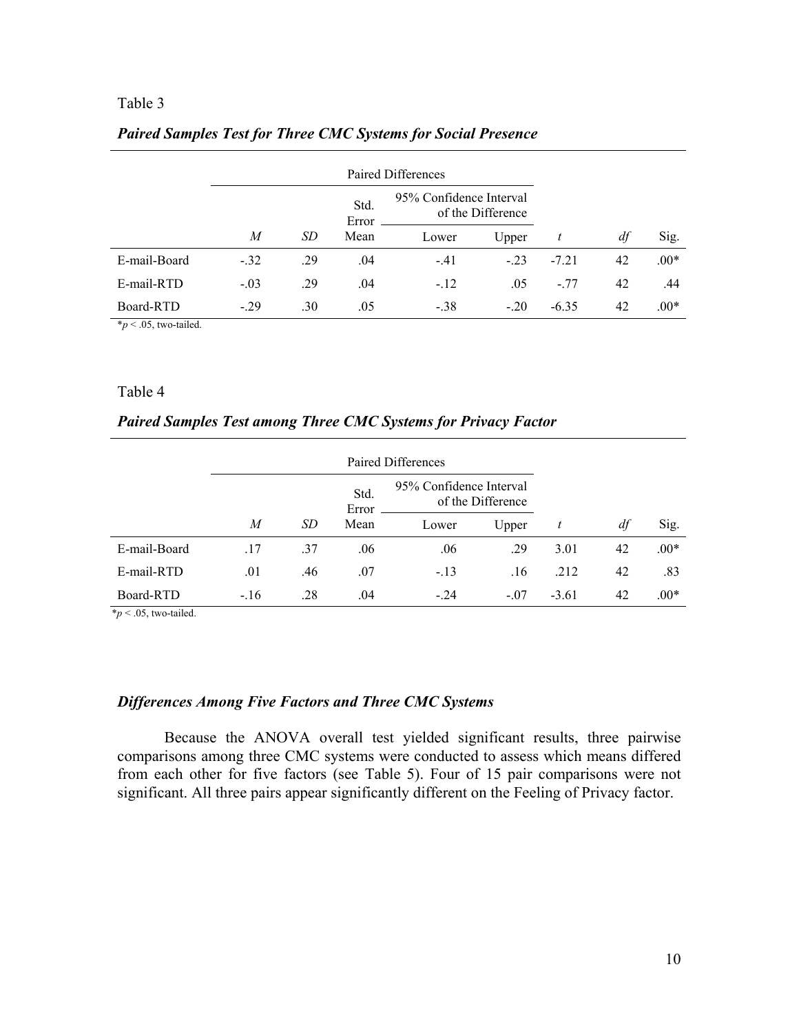Table 3

***Paired Samples Test for Three CMC Systems for Social Presence***

| | Paired Differences | | | | | | | |
|---|---|---|---|---|---|---|---|---|
| | | | Std. Error | 95% Confidence Interval of the Difference | | | | |
| | *M* | *SD* | Mean | Lower | Upper | *t* | *df* | Sig. |
| E-mail-Board | -.32 | .29 | .04 | -.41 | -.23 | -7.21 | 42 | .00* |
| E-mail-RTD | -.03 | .29 | .04 | -.12 | .05 | -.77 | 42 | .44 |
| Board-RTD | -.29 | .30 | .05 | -.38 | -.20 | -6.35 | 42 | .00* |

*$p < .05$, two-tailed.

Table 4

***Paired Samples Test among Three CMC Systems for Privacy Factor***

| | Paired Differences | | | | | | | |
|---|---|---|---|---|---|---|---|---|
| | | | Std. Error | 95% Confidence Interval of the Difference | | | | |
| | *M* | *SD* | Mean | Lower | Upper | *t* | *df* | Sig. |
| E-mail-Board | .17 | .37 | .06 | .06 | .29 | 3.01 | 42 | .00* |
| E-mail-RTD | .01 | .46 | .07 | -.13 | .16 | .212 | 42 | .83 |
| Board-RTD | -.16 | .28 | .04 | -.24 | -.07 | -3.61 | 42 | .00* |

*$p < .05$, two-tailed.

### *Differences Among Five Factors and Three CMC Systems*

Because the ANOVA overall test yielded significant results, three pairwise comparisons among three CMC systems were conducted to assess which means differed from each other for five factors (see Table 5). Four of 15 pair comparisons were not significant. All three pairs appear significantly different on the Feeling of Privacy factor.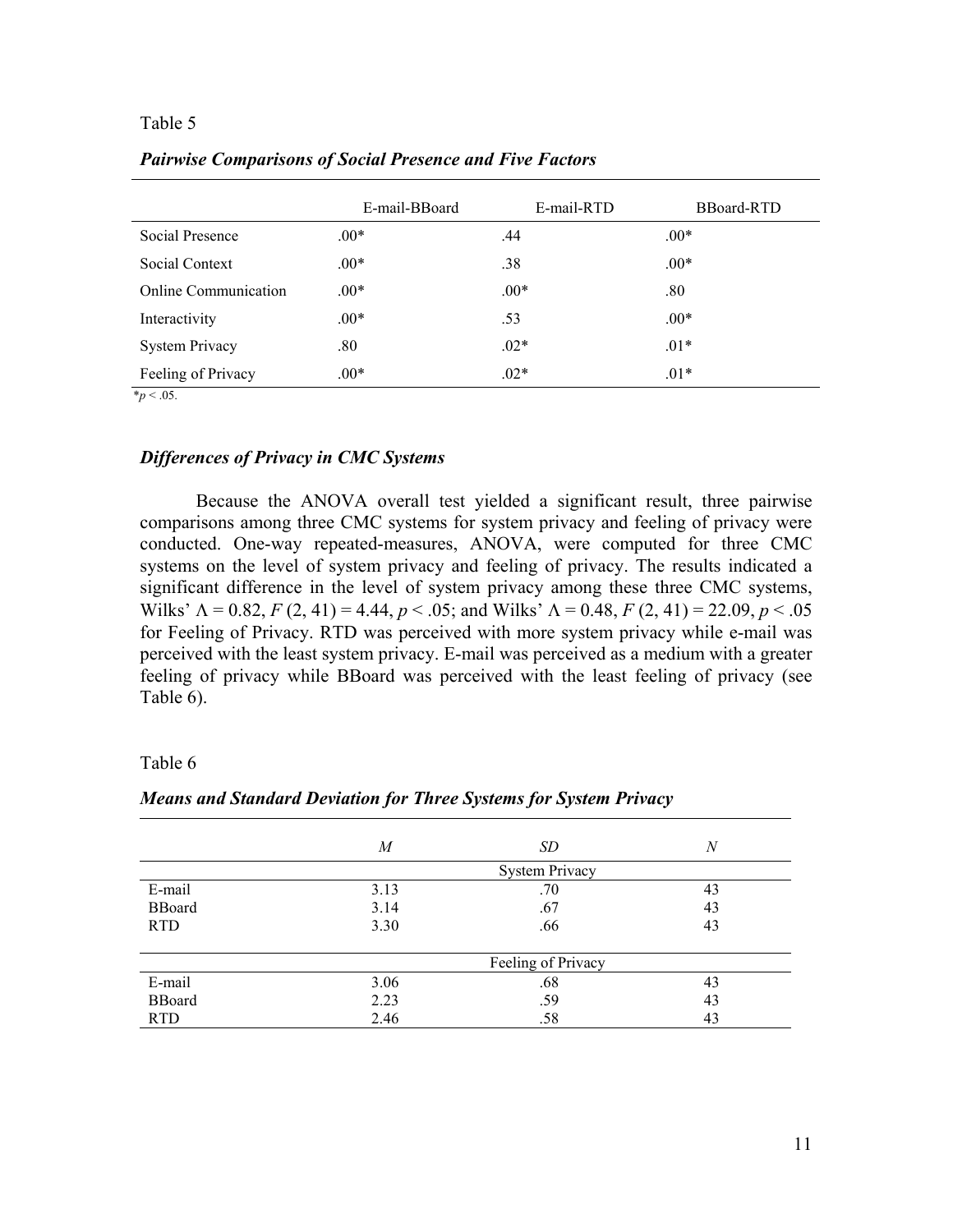Table 5

***Pairwise Comparisons of Social Presence and Five Factors***

| | E-mail-BBoard | E-mail-RTD | BBoard-RTD |
|---|---|---|---|
| Social Presence | .00* | .44 | .00* |
| Social Context | .00* | .38 | .00* |
| Online Communication | .00* | .00* | .80 |
| Interactivity | .00* | .53 | .00* |
| System Privacy | .80 | .02* | .01* |
| Feeling of Privacy | .00* | .02* | .01* |

*$p < .05$.

### *Differences of Privacy in CMC Systems*

Because the ANOVA overall test yielded a significant result, three pairwise comparisons among three CMC systems for system privacy and feeling of privacy were conducted. One-way repeated-measures, ANOVA, were computed for three CMC systems on the level of system privacy and feeling of privacy. The results indicated a significant difference in the level of system privacy among these three CMC systems, Wilks' $\Lambda = 0.82$, $F$ (2, 41) = 4.44, $p < .05$; and Wilks' $\Lambda = 0.48$, $F$ (2, 41) = 22.09, $p < .05$ for Feeling of Privacy. RTD was perceived with more system privacy while e-mail was perceived with the least system privacy. E-mail was perceived as a medium with a greater feeling of privacy while BBoard was perceived with the least feeling of privacy (see Table 6).

Table 6

***Means and Standard Deviation for Three Systems for System Privacy***

| | *M* | *SD* | *N* |
|---|---|---|---|
| | | System Privacy | |
| E-mail | 3.13 | .70 | 43 |
| BBoard | 3.14 | .67 | 43 |
| RTD | 3.30 | .66 | 43 |
| | | Feeling of Privacy | |
| E-mail | 3.06 | .68 | 43 |
| BBoard | 2.23 | .59 | 43 |
| RTD | 2.46 | .58 | 43 |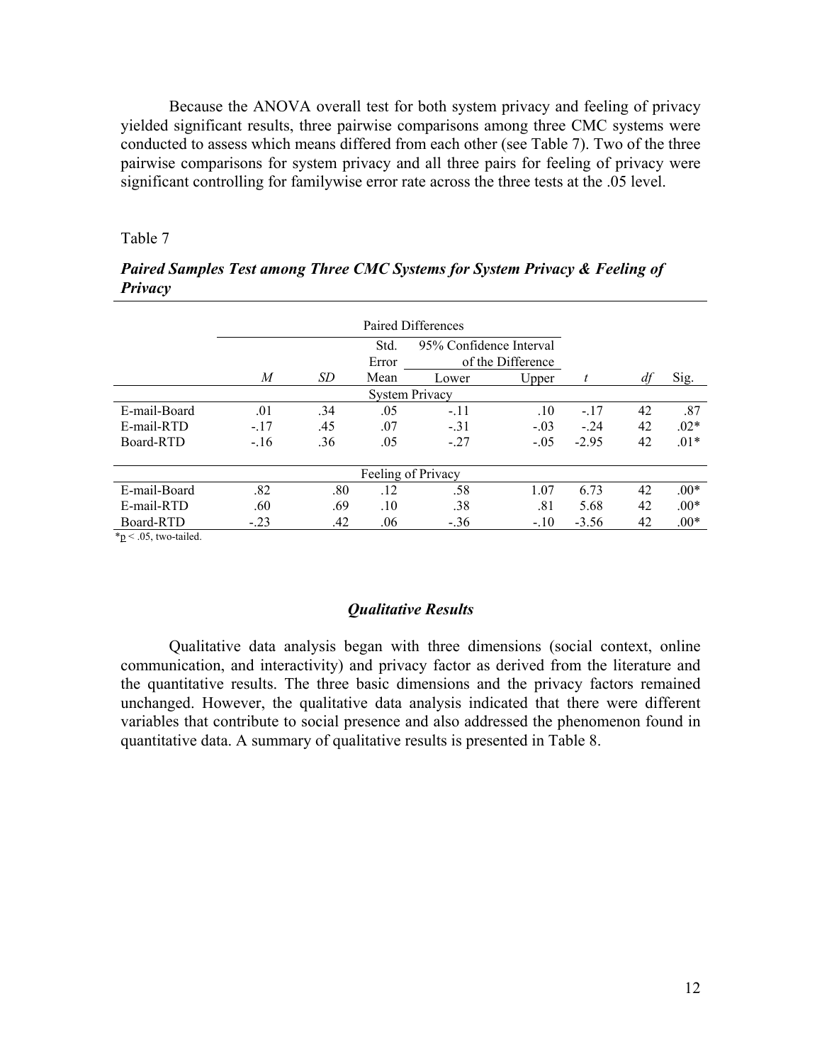Because the ANOVA overall test for both system privacy and feeling of privacy yielded significant results, three pairwise comparisons among three CMC systems were conducted to assess which means differed from each other (see Table 7). Two of the three pairwise comparisons for system privacy and all three pairs for feeling of privacy were significant controlling for familywise error rate across the three tests at the .05 level.

Table 7

***Paired Samples Test among Three CMC Systems for System Privacy & Feeling of Privacy***

| | Paired Differences | | | | | | | |
|---|---|---|---|---|---|---|---|---|
| | | | Std. Error | 95% Confidence Interval of the Difference | | | | |
| | *M* | *SD* | Mean | Lower | Upper | *t* | *df* | Sig. |
| | | | System Privacy | | | | | |
| E-mail-Board | .01 | .34 | .05 | -.11 | .10 | -.17 | 42 | .87 |
| E-mail-RTD | -.17 | .45 | .07 | -.31 | -.03 | -.24 | 42 | .02* |
| Board-RTD | -.16 | .36 | .05 | -.27 | -.05 | -2.95 | 42 | .01* |
| | | | Feeling of Privacy | | | | | |
| E-mail-Board | .82 | .80 | .12 | .58 | 1.07 | 6.73 | 42 | .00* |
| E-mail-RTD | .60 | .69 | .10 | .38 | .81 | 5.68 | 42 | .00* |
| Board-RTD | -.23 | .42 | .06 | -.36 | -.10 | -3.56 | 42 | .00* |

*$p < .05$, two-tailed.

### *Qualitative Results*

Qualitative data analysis began with three dimensions (social context, online communication, and interactivity) and privacy factor as derived from the literature and the quantitative results. The three basic dimensions and the privacy factors remained unchanged. However, the qualitative data analysis indicated that there were different variables that contribute to social presence and also addressed the phenomenon found in quantitative data. A summary of qualitative results is presented in Table 8.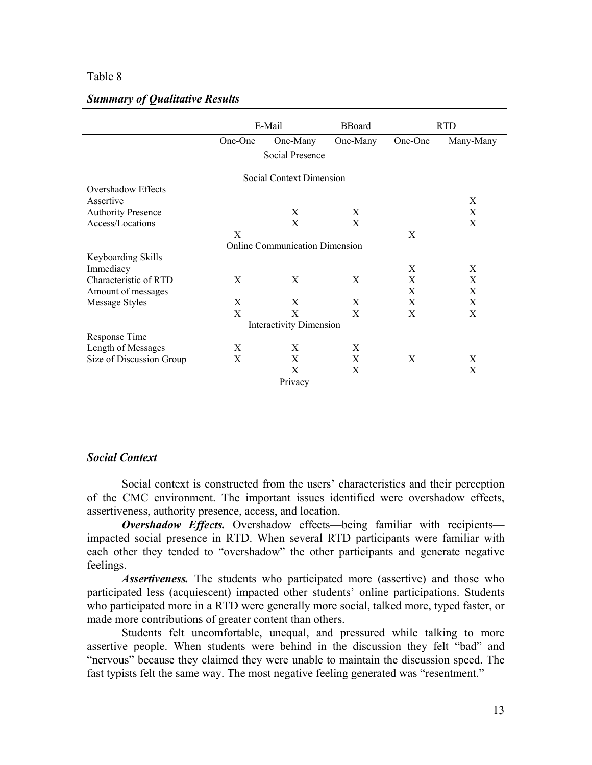Table 8

***Summary of Qualitative Results***

| | E-Mail | | BBoard | RTD | |
|---|---|---|---|---|---|
| | One-One | One-Many | One-Many | One-One | Many-Many |
| | | Social Presence | | | |
| | | Social Context Dimension | | | |
| Overshadow Effects | | | | | |
| Assertive | | | | | X |
| Authority Presence | | X | X | | X |
| Access/Locations | | X | X | | X |
| | X | | | X | |
| | | Online Communication Dimension | | | |
| Keyboarding Skills | | | | | |
| Immediacy | | | | X | X |
| Characteristic of RTD | X | X | X | X | X |
| Amount of messages | | | | X | X |
| Message Styles | X | X | X | X | X |
| | X | X | X | X | X |
| | | Interactivity Dimension | | | |
| Response Time | | | | | |
| Length of Messages | X | X | X | | |
| Size of Discussion Group | X | X | X | X | X |
| | | X | X | | X |
| | | Privacy | | | |

### *Social Context*

Social context is constructed from the users' characteristics and their perception of the CMC environment. The important issues identified were overshadow effects, assertiveness, authority presence, access, and location.

***Overshadow Effects.*** Overshadow effects—being familiar with recipients—impacted social presence in RTD. When several RTD participants were familiar with each other they tended to "overshadow" the other participants and generate negative feelings.

***Assertiveness.*** The students who participated more (assertive) and those who participated less (acquiescent) impacted other students' online participations. Students who participated more in a RTD were generally more social, talked more, typed faster, or made more contributions of greater content than others.

Students felt uncomfortable, unequal, and pressured while talking to more assertive people. When students were behind in the discussion they felt "bad" and "nervous" because they claimed they were unable to maintain the discussion speed. The fast typists felt the same way. The most negative feeling generated was "resentment."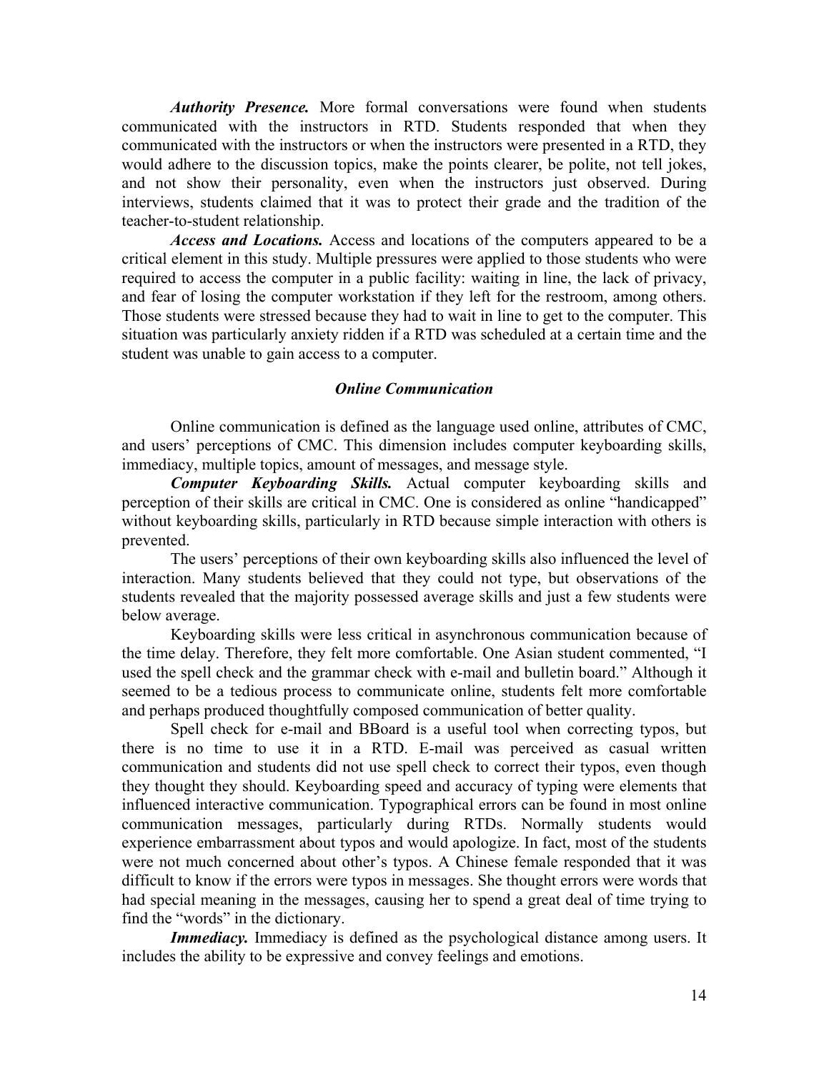***Authority Presence.*** More formal conversations were found when students communicated with the instructors in RTD. Students responded that when they communicated with the instructors or when the instructors were presented in a RTD, they would adhere to the discussion topics, make the points clearer, be polite, not tell jokes, and not show their personality, even when the instructors just observed. During interviews, students claimed that it was to protect their grade and the tradition of the teacher-to-student relationship.

***Access and Locations.*** Access and locations of the computers appeared to be a critical element in this study. Multiple pressures were applied to those students who were required to access the computer in a public facility: waiting in line, the lack of privacy, and fear of losing the computer workstation if they left for the restroom, among others. Those students were stressed because they had to wait in line to get to the computer. This situation was particularly anxiety ridden if a RTD was scheduled at a certain time and the student was unable to gain access to a computer.

### *Online Communication*

Online communication is defined as the language used online, attributes of CMC, and users' perceptions of CMC. This dimension includes computer keyboarding skills, immediacy, multiple topics, amount of messages, and message style.

***Computer Keyboarding Skills.*** Actual computer keyboarding skills and perception of their skills are critical in CMC. One is considered as online "handicapped" without keyboarding skills, particularly in RTD because simple interaction with others is prevented.

The users' perceptions of their own keyboarding skills also influenced the level of interaction. Many students believed that they could not type, but observations of the students revealed that the majority possessed average skills and just a few students were below average.

Keyboarding skills were less critical in asynchronous communication because of the time delay. Therefore, they felt more comfortable. One Asian student commented, "I used the spell check and the grammar check with e-mail and bulletin board." Although it seemed to be a tedious process to communicate online, students felt more comfortable and perhaps produced thoughtfully composed communication of better quality.

Spell check for e-mail and BBoard is a useful tool when correcting typos, but there is no time to use it in a RTD. E-mail was perceived as casual written communication and students did not use spell check to correct their typos, even though they thought they should. Keyboarding speed and accuracy of typing were elements that influenced interactive communication. Typographical errors can be found in most online communication messages, particularly during RTDs. Normally students would experience embarrassment about typos and would apologize. In fact, most of the students were not much concerned about other's typos. A Chinese female responded that it was difficult to know if the errors were typos in messages. She thought errors were words that had special meaning in the messages, causing her to spend a great deal of time trying to find the "words" in the dictionary.

***Immediacy.*** Immediacy is defined as the psychological distance among users. It includes the ability to be expressive and convey feelings and emotions.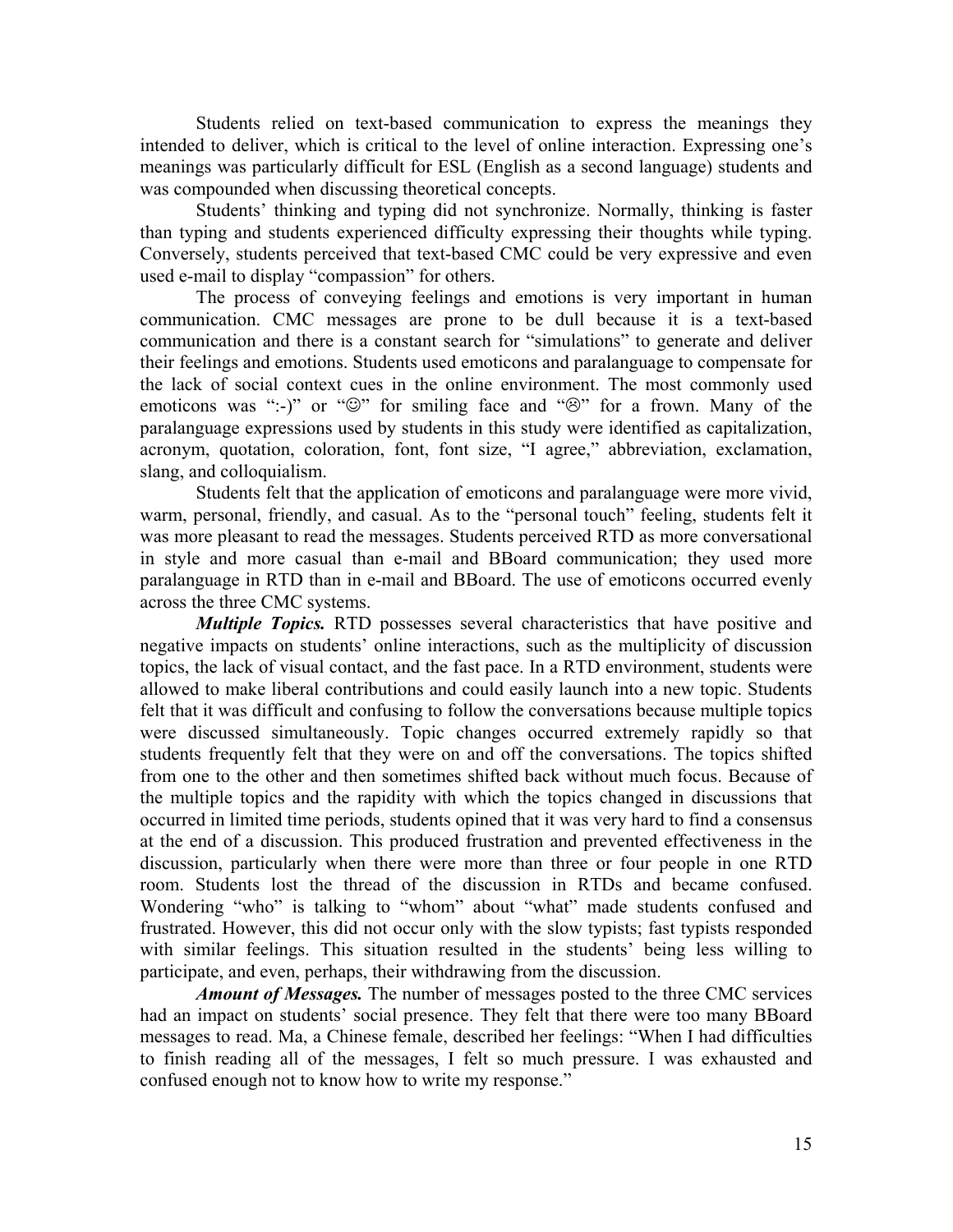Students relied on text-based communication to express the meanings they intended to deliver, which is critical to the level of online interaction. Expressing one's meanings was particularly difficult for ESL (English as a second language) students and was compounded when discussing theoretical concepts.

Students' thinking and typing did not synchronize. Normally, thinking is faster than typing and students experienced difficulty expressing their thoughts while typing. Conversely, students perceived that text-based CMC could be very expressive and even used e-mail to display "compassion" for others.

The process of conveying feelings and emotions is very important in human communication. CMC messages are prone to be dull because it is a text-based communication and there is a constant search for "simulations" to generate and deliver their feelings and emotions. Students used emoticons and paralanguage to compensate for the lack of social context cues in the online environment. The most commonly used emoticons was ":-)" or "☺" for smiling face and "☹" for a frown. Many of the paralanguage expressions used by students in this study were identified as capitalization, acronym, quotation, coloration, font, font size, "I agree," abbreviation, exclamation, slang, and colloquialism.

Students felt that the application of emoticons and paralanguage were more vivid, warm, personal, friendly, and casual. As to the "personal touch" feeling, students felt it was more pleasant to read the messages. Students perceived RTD as more conversational in style and more casual than e-mail and BBoard communication; they used more paralanguage in RTD than in e-mail and BBoard. The use of emoticons occurred evenly across the three CMC systems.

***Multiple Topics.*** RTD possesses several characteristics that have positive and negative impacts on students' online interactions, such as the multiplicity of discussion topics, the lack of visual contact, and the fast pace. In a RTD environment, students were allowed to make liberal contributions and could easily launch into a new topic. Students felt that it was difficult and confusing to follow the conversations because multiple topics were discussed simultaneously. Topic changes occurred extremely rapidly so that students frequently felt that they were on and off the conversations. The topics shifted from one to the other and then sometimes shifted back without much focus. Because of the multiple topics and the rapidity with which the topics changed in discussions that occurred in limited time periods, students opined that it was very hard to find a consensus at the end of a discussion. This produced frustration and prevented effectiveness in the discussion, particularly when there were more than three or four people in one RTD room. Students lost the thread of the discussion in RTDs and became confused. Wondering "who" is talking to "whom" about "what" made students confused and frustrated. However, this did not occur only with the slow typists; fast typists responded with similar feelings. This situation resulted in the students' being less willing to participate, and even, perhaps, their withdrawing from the discussion.

***Amount of Messages.*** The number of messages posted to the three CMC services had an impact on students' social presence. They felt that there were too many BBoard messages to read. Ma, a Chinese female, described her feelings: "When I had difficulties to finish reading all of the messages, I felt so much pressure. I was exhausted and confused enough not to know how to write my response."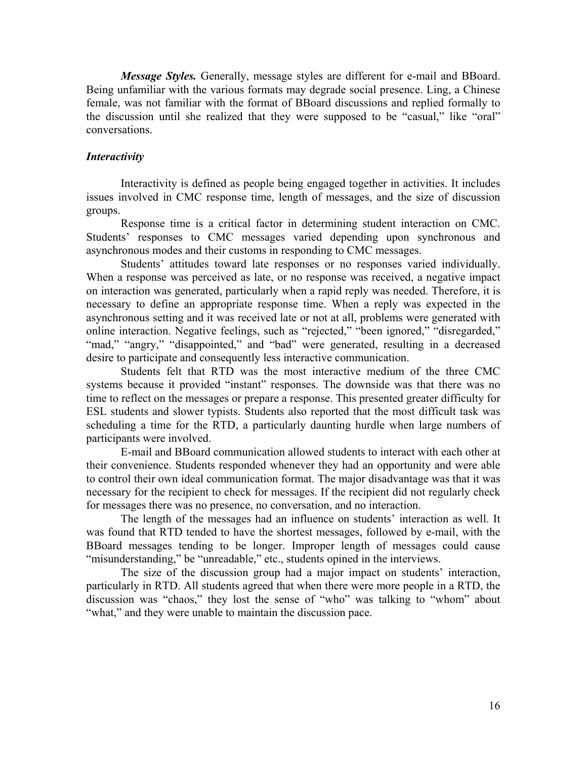***Message Styles.*** Generally, message styles are different for e-mail and BBoard. Being unfamiliar with the various formats may degrade social presence. Ling, a Chinese female, was not familiar with the format of BBoard discussions and replied formally to the discussion until she realized that they were supposed to be "casual," like "oral" conversations.

### *Interactivity*

Interactivity is defined as people being engaged together in activities. It includes issues involved in CMC response time, length of messages, and the size of discussion groups.

Response time is a critical factor in determining student interaction on CMC. Students' responses to CMC messages varied depending upon synchronous and asynchronous modes and their customs in responding to CMC messages.

Students' attitudes toward late responses or no responses varied individually. When a response was perceived as late, or no response was received, a negative impact on interaction was generated, particularly when a rapid reply was needed. Therefore, it is necessary to define an appropriate response time. When a reply was expected in the asynchronous setting and it was received late or not at all, problems were generated with online interaction. Negative feelings, such as "rejected," "been ignored," "disregarded," "mad," "angry," "disappointed," and "bad" were generated, resulting in a decreased desire to participate and consequently less interactive communication.

Students felt that RTD was the most interactive medium of the three CMC systems because it provided "instant" responses. The downside was that there was no time to reflect on the messages or prepare a response. This presented greater difficulty for ESL students and slower typists. Students also reported that the most difficult task was scheduling a time for the RTD, a particularly daunting hurdle when large numbers of participants were involved.

E-mail and BBoard communication allowed students to interact with each other at their convenience. Students responded whenever they had an opportunity and were able to control their own ideal communication format. The major disadvantage was that it was necessary for the recipient to check for messages. If the recipient did not regularly check for messages there was no presence, no conversation, and no interaction.

The length of the messages had an influence on students' interaction as well. It was found that RTD tended to have the shortest messages, followed by e-mail, with the BBoard messages tending to be longer. Improper length of messages could cause "misunderstanding," be "unreadable," etc., students opined in the interviews.

The size of the discussion group had a major impact on students' interaction, particularly in RTD. All students agreed that when there were more people in a RTD, the discussion was "chaos," they lost the sense of "who" was talking to "whom" about "what," and they were unable to maintain the discussion pace.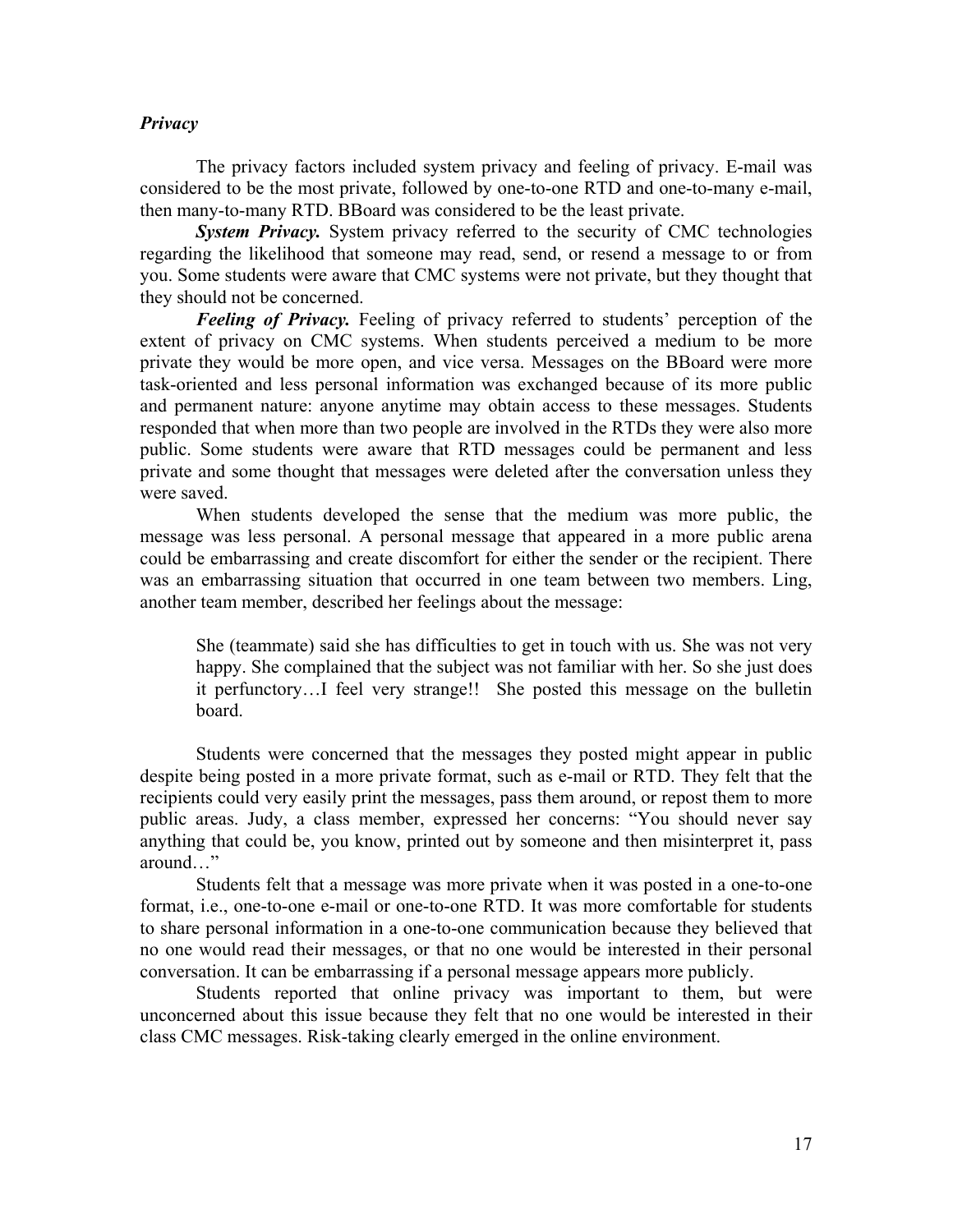### *Privacy*

The privacy factors included system privacy and feeling of privacy. E-mail was considered to be the most private, followed by one-to-one RTD and one-to-many e-mail, then many-to-many RTD. BBoard was considered to be the least private.

***System Privacy.*** System privacy referred to the security of CMC technologies regarding the likelihood that someone may read, send, or resend a message to or from you. Some students were aware that CMC systems were not private, but they thought that they should not be concerned.

***Feeling of Privacy.*** Feeling of privacy referred to students' perception of the extent of privacy on CMC systems. When students perceived a medium to be more private they would be more open, and vice versa. Messages on the BBoard were more task-oriented and less personal information was exchanged because of its more public and permanent nature: anyone anytime may obtain access to these messages. Students responded that when more than two people are involved in the RTDs they were also more public. Some students were aware that RTD messages could be permanent and less private and some thought that messages were deleted after the conversation unless they were saved.

When students developed the sense that the medium was more public, the message was less personal. A personal message that appeared in a more public arena could be embarrassing and create discomfort for either the sender or the recipient. There was an embarrassing situation that occurred in one team between two members. Ling, another team member, described her feelings about the message:

> She (teammate) said she has difficulties to get in touch with us. She was not very happy. She complained that the subject was not familiar with her. So she just does it perfunctory…I feel very strange!! She posted this message on the bulletin board.

Students were concerned that the messages they posted might appear in public despite being posted in a more private format, such as e-mail or RTD. They felt that the recipients could very easily print the messages, pass them around, or repost them to more public areas. Judy, a class member, expressed her concerns: "You should never say anything that could be, you know, printed out by someone and then misinterpret it, pass around…"

Students felt that a message was more private when it was posted in a one-to-one format, i.e., one-to-one e-mail or one-to-one RTD. It was more comfortable for students to share personal information in a one-to-one communication because they believed that no one would read their messages, or that no one would be interested in their personal conversation. It can be embarrassing if a personal message appears more publicly.

Students reported that online privacy was important to them, but were unconcerned about this issue because they felt that no one would be interested in their class CMC messages. Risk-taking clearly emerged in the online environment.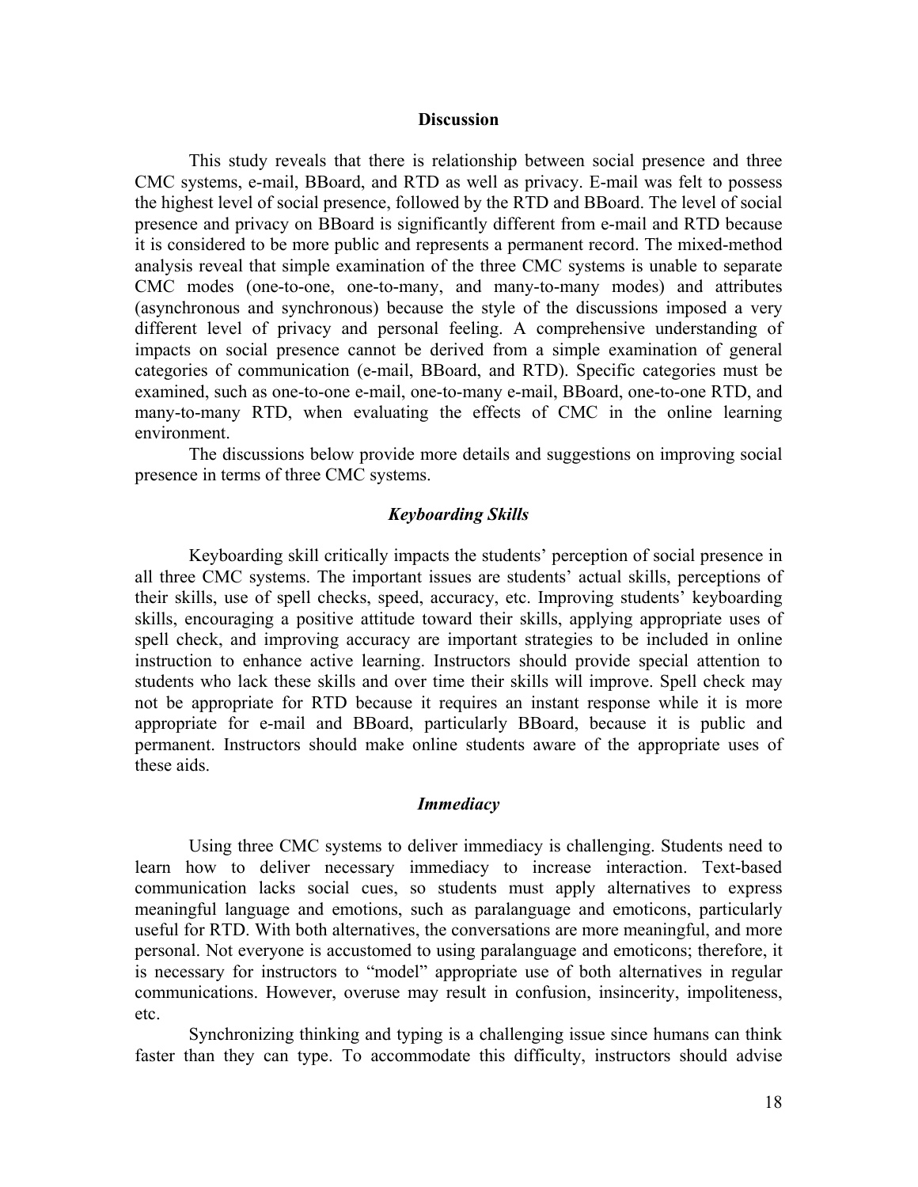## Discussion

This study reveals that there is relationship between social presence and three CMC systems, e-mail, BBoard, and RTD as well as privacy. E-mail was felt to possess the highest level of social presence, followed by the RTD and BBoard. The level of social presence and privacy on BBoard is significantly different from e-mail and RTD because it is considered to be more public and represents a permanent record. The mixed-method analysis reveal that simple examination of the three CMC systems is unable to separate CMC modes (one-to-one, one-to-many, and many-to-many modes) and attributes (asynchronous and synchronous) because the style of the discussions imposed a very different level of privacy and personal feeling. A comprehensive understanding of impacts on social presence cannot be derived from a simple examination of general categories of communication (e-mail, BBoard, and RTD). Specific categories must be examined, such as one-to-one e-mail, one-to-many e-mail, BBoard, one-to-one RTD, and many-to-many RTD, when evaluating the effects of CMC in the online learning environment.

The discussions below provide more details and suggestions on improving social presence in terms of three CMC systems.

### *Keyboarding Skills*

Keyboarding skill critically impacts the students' perception of social presence in all three CMC systems. The important issues are students' actual skills, perceptions of their skills, use of spell checks, speed, accuracy, etc. Improving students' keyboarding skills, encouraging a positive attitude toward their skills, applying appropriate uses of spell check, and improving accuracy are important strategies to be included in online instruction to enhance active learning. Instructors should provide special attention to students who lack these skills and over time their skills will improve. Spell check may not be appropriate for RTD because it requires an instant response while it is more appropriate for e-mail and BBoard, particularly BBoard, because it is public and permanent. Instructors should make online students aware of the appropriate uses of these aids.

### *Immediacy*

Using three CMC systems to deliver immediacy is challenging. Students need to learn how to deliver necessary immediacy to increase interaction. Text-based communication lacks social cues, so students must apply alternatives to express meaningful language and emotions, such as paralanguage and emoticons, particularly useful for RTD. With both alternatives, the conversations are more meaningful, and more personal. Not everyone is accustomed to using paralanguage and emoticons; therefore, it is necessary for instructors to "model" appropriate use of both alternatives in regular communications. However, overuse may result in confusion, insincerity, impoliteness, etc.

Synchronizing thinking and typing is a challenging issue since humans can think faster than they can type. To accommodate this difficulty, instructors should advise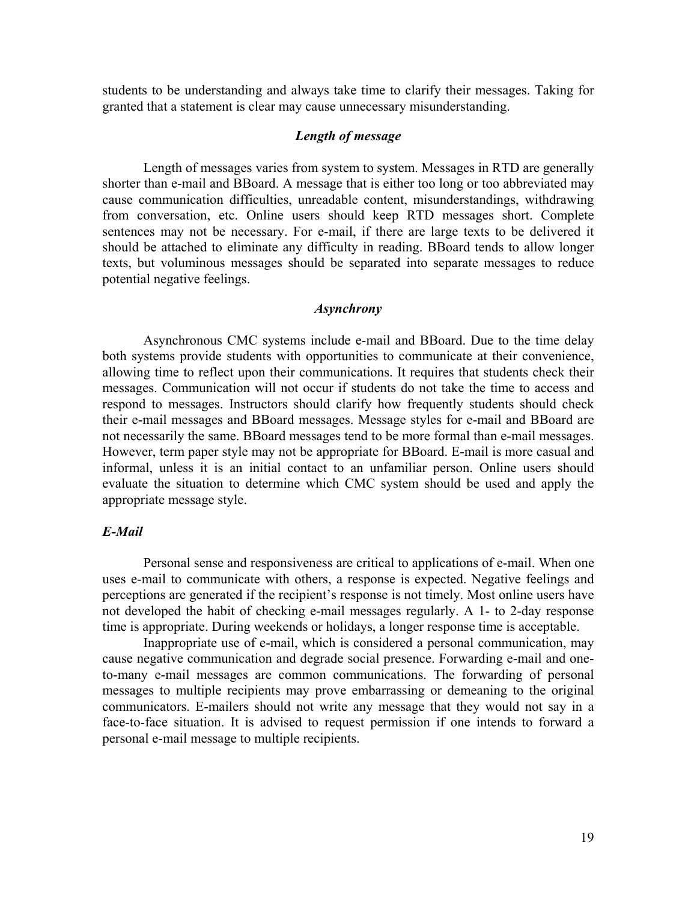students to be understanding and always take time to clarify their messages. Taking for granted that a statement is clear may cause unnecessary misunderstanding.

### *Length of message*

Length of messages varies from system to system. Messages in RTD are generally shorter than e-mail and BBoard. A message that is either too long or too abbreviated may cause communication difficulties, unreadable content, misunderstandings, withdrawing from conversation, etc. Online users should keep RTD messages short. Complete sentences may not be necessary. For e-mail, if there are large texts to be delivered it should be attached to eliminate any difficulty in reading. BBoard tends to allow longer texts, but voluminous messages should be separated into separate messages to reduce potential negative feelings.

### *Asynchrony*

Asynchronous CMC systems include e-mail and BBoard. Due to the time delay both systems provide students with opportunities to communicate at their convenience, allowing time to reflect upon their communications. It requires that students check their messages. Communication will not occur if students do not take the time to access and respond to messages. Instructors should clarify how frequently students should check their e-mail messages and BBoard messages. Message styles for e-mail and BBoard are not necessarily the same. BBoard messages tend to be more formal than e-mail messages. However, term paper style may not be appropriate for BBoard. E-mail is more casual and informal, unless it is an initial contact to an unfamiliar person. Online users should evaluate the situation to determine which CMC system should be used and apply the appropriate message style.

## *E-Mail*

Personal sense and responsiveness are critical to applications of e-mail. When one uses e-mail to communicate with others, a response is expected. Negative feelings and perceptions are generated if the recipient's response is not timely. Most online users have not developed the habit of checking e-mail messages regularly. A 1- to 2-day response time is appropriate. During weekends or holidays, a longer response time is acceptable.

Inappropriate use of e-mail, which is considered a personal communication, may cause negative communication and degrade social presence. Forwarding e-mail and one-to-many e-mail messages are common communications. The forwarding of personal messages to multiple recipients may prove embarrassing or demeaning to the original communicators. E-mailers should not write any message that they would not say in a face-to-face situation. It is advised to request permission if one intends to forward a personal e-mail message to multiple recipients.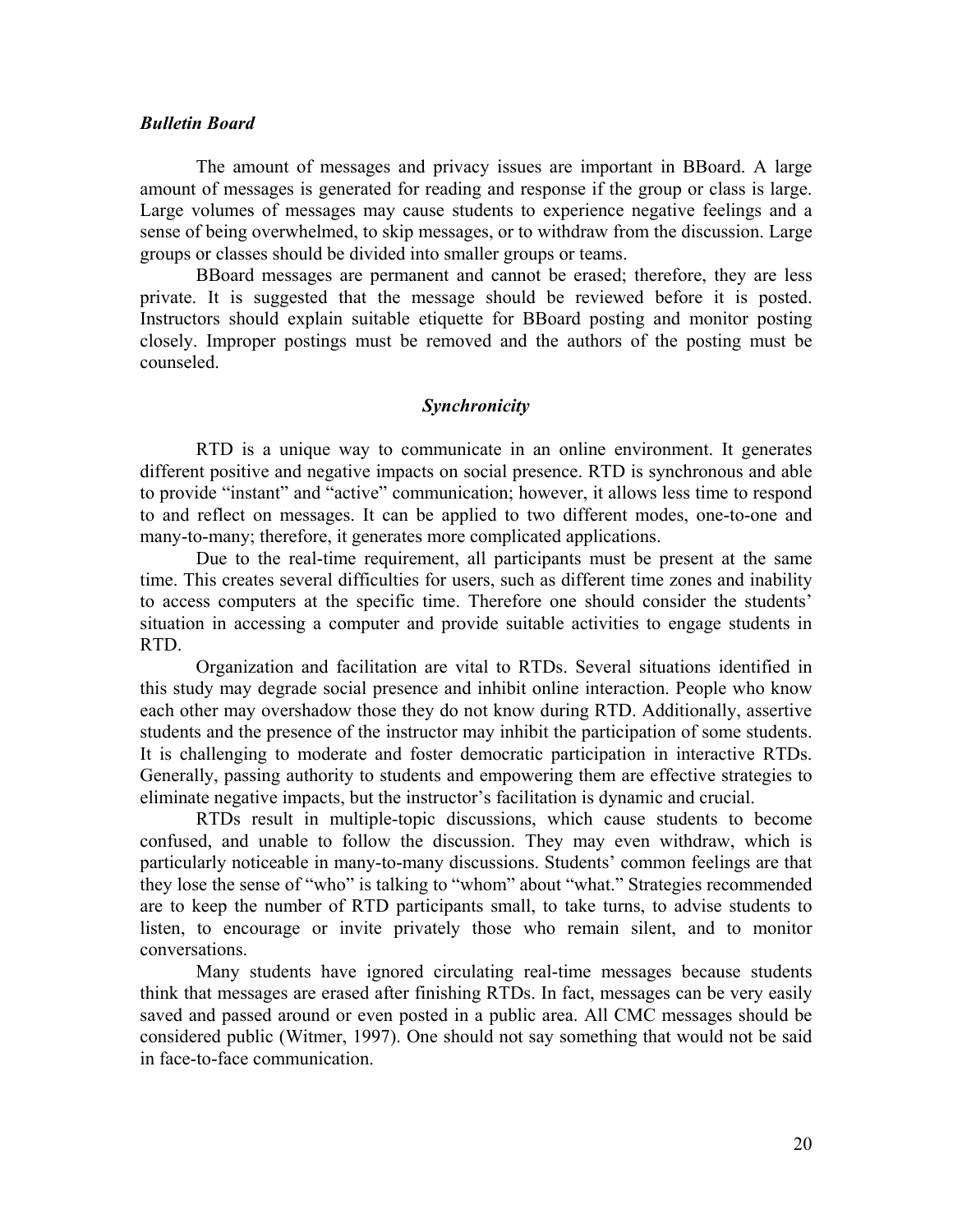### *Bulletin Board*

The amount of messages and privacy issues are important in BBoard. A large amount of messages is generated for reading and response if the group or class is large. Large volumes of messages may cause students to experience negative feelings and a sense of being overwhelmed, to skip messages, or to withdraw from the discussion. Large groups or classes should be divided into smaller groups or teams.

BBoard messages are permanent and cannot be erased; therefore, they are less private. It is suggested that the message should be reviewed before it is posted. Instructors should explain suitable etiquette for BBoard posting and monitor posting closely. Improper postings must be removed and the authors of the posting must be counseled.

## *Synchronicity*

RTD is a unique way to communicate in an online environment. It generates different positive and negative impacts on social presence. RTD is synchronous and able to provide "instant" and "active" communication; however, it allows less time to respond to and reflect on messages. It can be applied to two different modes, one-to-one and many-to-many; therefore, it generates more complicated applications.

Due to the real-time requirement, all participants must be present at the same time. This creates several difficulties for users, such as different time zones and inability to access computers at the specific time. Therefore one should consider the students' situation in accessing a computer and provide suitable activities to engage students in RTD.

Organization and facilitation are vital to RTDs. Several situations identified in this study may degrade social presence and inhibit online interaction. People who know each other may overshadow those they do not know during RTD. Additionally, assertive students and the presence of the instructor may inhibit the participation of some students. It is challenging to moderate and foster democratic participation in interactive RTDs. Generally, passing authority to students and empowering them are effective strategies to eliminate negative impacts, but the instructor's facilitation is dynamic and crucial.

RTDs result in multiple-topic discussions, which cause students to become confused, and unable to follow the discussion. They may even withdraw, which is particularly noticeable in many-to-many discussions. Students' common feelings are that they lose the sense of "who" is talking to "whom" about "what." Strategies recommended are to keep the number of RTD participants small, to take turns, to advise students to listen, to encourage or invite privately those who remain silent, and to monitor conversations.

Many students have ignored circulating real-time messages because students think that messages are erased after finishing RTDs. In fact, messages can be very easily saved and passed around or even posted in a public area. All CMC messages should be considered public (Witmer, 1997). One should not say something that would not be said in face-to-face communication.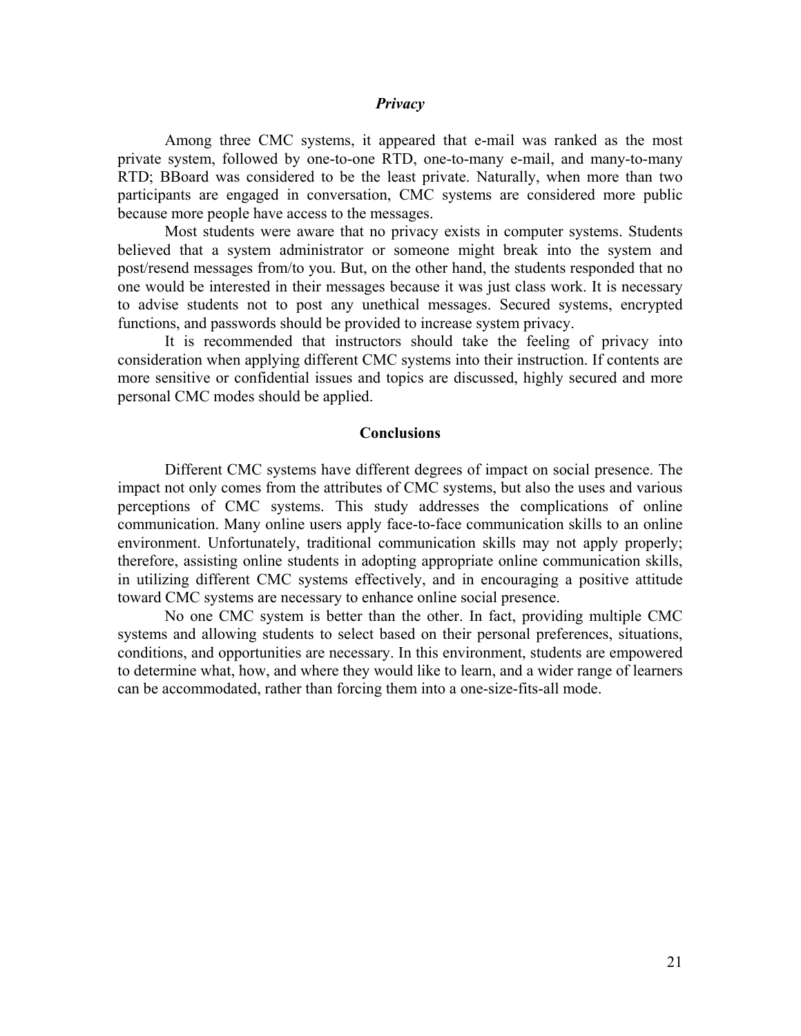### *Privacy*

Among three CMC systems, it appeared that e-mail was ranked as the most private system, followed by one-to-one RTD, one-to-many e-mail, and many-to-many RTD; BBoard was considered to be the least private. Naturally, when more than two participants are engaged in conversation, CMC systems are considered more public because more people have access to the messages.

Most students were aware that no privacy exists in computer systems. Students believed that a system administrator or someone might break into the system and post/resend messages from/to you. But, on the other hand, the students responded that no one would be interested in their messages because it was just class work. It is necessary to advise students not to post any unethical messages. Secured systems, encrypted functions, and passwords should be provided to increase system privacy.

It is recommended that instructors should take the feeling of privacy into consideration when applying different CMC systems into their instruction. If contents are more sensitive or confidential issues and topics are discussed, highly secured and more personal CMC modes should be applied.

## Conclusions

Different CMC systems have different degrees of impact on social presence. The impact not only comes from the attributes of CMC systems, but also the uses and various perceptions of CMC systems. This study addresses the complications of online communication. Many online users apply face-to-face communication skills to an online environment. Unfortunately, traditional communication skills may not apply properly; therefore, assisting online students in adopting appropriate online communication skills, in utilizing different CMC systems effectively, and in encouraging a positive attitude toward CMC systems are necessary to enhance online social presence.

No one CMC system is better than the other. In fact, providing multiple CMC systems and allowing students to select based on their personal preferences, situations, conditions, and opportunities are necessary. In this environment, students are empowered to determine what, how, and where they would like to learn, and a wider range of learners can be accommodated, rather than forcing them into a one-size-fits-all mode.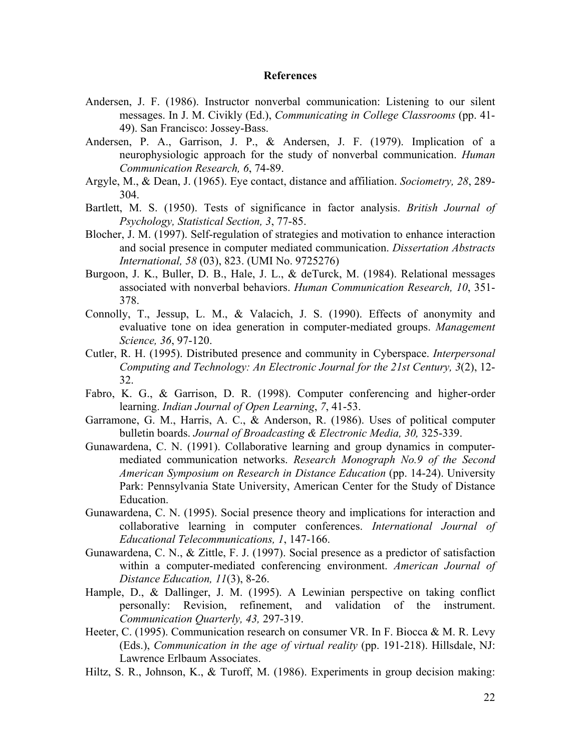## References

Andersen, J. F. (1986). Instructor nonverbal communication: Listening to our silent messages. In J. M. Civikly (Ed.), *Communicating in College Classrooms* (pp. 41-49). San Francisco: Jossey-Bass.

Andersen, P. A., Garrison, J. P., & Andersen, J. F. (1979). Implication of a neurophysiologic approach for the study of nonverbal communication. *Human Communication Research, 6*, 74-89.

Argyle, M., & Dean, J. (1965). Eye contact, distance and affiliation. *Sociometry, 28*, 289-304.

Bartlett, M. S. (1950). Tests of significance in factor analysis. *British Journal of Psychology, Statistical Section, 3*, 77-85.

Blocher, J. M. (1997). Self-regulation of strategies and motivation to enhance interaction and social presence in computer mediated communication. *Dissertation Abstracts International, 58* (03), 823. (UMI No. 9725276)

Burgoon, J. K., Buller, D. B., Hale, J. L., & deTurck, M. (1984). Relational messages associated with nonverbal behaviors. *Human Communication Research, 10*, 351-378.

Connolly, T., Jessup, L. M., & Valacich, J. S. (1990). Effects of anonymity and evaluative tone on idea generation in computer-mediated groups. *Management Science, 36*, 97-120.

Cutler, R. H. (1995). Distributed presence and community in Cyberspace. *Interpersonal Computing and Technology: An Electronic Journal for the 21st Century, 3*(2), 12-32.

Fabro, K. G., & Garrison, D. R. (1998). Computer conferencing and higher-order learning. *Indian Journal of Open Learning*, *7*, 41-53.

Garramone, G. M., Harris, A. C., & Anderson, R. (1986). Uses of political computer bulletin boards. *Journal of Broadcasting & Electronic Media, 30,* 325-339.

Gunawardena, C. N. (1991). Collaborative learning and group dynamics in computer-mediated communication networks. *Research Monograph No.9 of the Second American Symposium on Research in Distance Education* (pp. 14-24). University Park: Pennsylvania State University, American Center for the Study of Distance Education.

Gunawardena, C. N. (1995). Social presence theory and implications for interaction and collaborative learning in computer conferences. *International Journal of Educational Telecommunications, 1*, 147-166.

Gunawardena, C. N., & Zittle, F. J. (1997). Social presence as a predictor of satisfaction within a computer-mediated conferencing environment. *American Journal of Distance Education, 11*(3), 8-26.

Hample, D., & Dallinger, J. M. (1995). A Lewinian perspective on taking conflict personally: Revision, refinement, and validation of the instrument. *Communication Quarterly, 43,* 297-319.

Heeter, C. (1995). Communication research on consumer VR. In F. Biocca & M. R. Levy (Eds.), *Communication in the age of virtual reality* (pp. 191-218). Hillsdale, NJ: Lawrence Erlbaum Associates.

Hiltz, S. R., Johnson, K., & Turoff, M. (1986). Experiments in group decision making: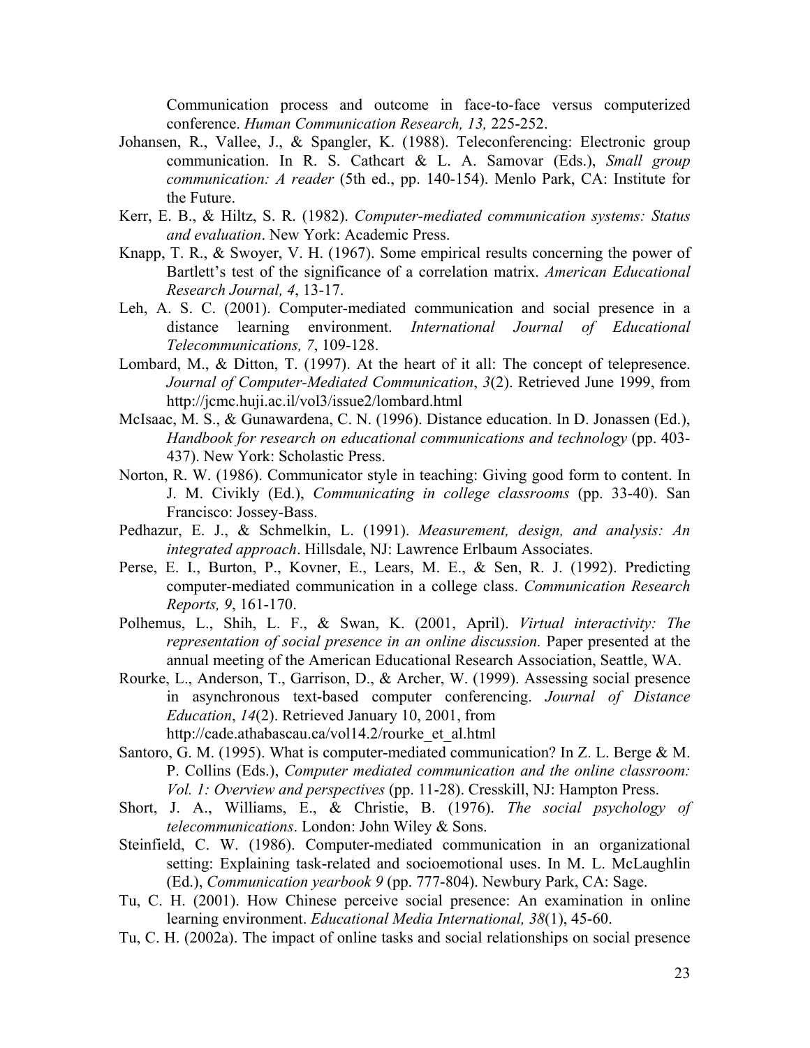Communication process and outcome in face-to-face versus computerized conference. *Human Communication Research, 13,* 225-252.

Johansen, R., Vallee, J., & Spangler, K. (1988). Teleconferencing: Electronic group communication. In R. S. Cathcart & L. A. Samovar (Eds.), *Small group communication: A reader* (5th ed., pp. 140-154). Menlo Park, CA: Institute for the Future.

Kerr, E. B., & Hiltz, S. R. (1982). *Computer-mediated communication systems: Status and evaluation*. New York: Academic Press.

Knapp, T. R., & Swoyer, V. H. (1967). Some empirical results concerning the power of Bartlett's test of the significance of a correlation matrix. *American Educational Research Journal, 4*, 13-17.

Leh, A. S. C. (2001). Computer-mediated communication and social presence in a distance learning environment. *International Journal of Educational Telecommunications, 7*, 109-128.

Lombard, M., & Ditton, T. (1997). At the heart of it all: The concept of telepresence. *Journal of Computer-Mediated Communication*, *3*(2). Retrieved June 1999, from http://jcmc.huji.ac.il/vol3/issue2/lombard.html

McIsaac, M. S., & Gunawardena, C. N. (1996). Distance education. In D. Jonassen (Ed.), *Handbook for research on educational communications and technology* (pp. 403-437). New York: Scholastic Press.

Norton, R. W. (1986). Communicator style in teaching: Giving good form to content. In J. M. Civikly (Ed.), *Communicating in college classrooms* (pp. 33-40). San Francisco: Jossey-Bass.

Pedhazur, E. J., & Schmelkin, L. (1991). *Measurement, design, and analysis: An integrated approach*. Hillsdale, NJ: Lawrence Erlbaum Associates.

Perse, E. I., Burton, P., Kovner, E., Lears, M. E., & Sen, R. J. (1992). Predicting computer-mediated communication in a college class. *Communication Research Reports, 9*, 161-170.

Polhemus, L., Shih, L. F., & Swan, K. (2001, April). *Virtual interactivity: The representation of social presence in an online discussion.* Paper presented at the annual meeting of the American Educational Research Association, Seattle, WA.

Rourke, L., Anderson, T., Garrison, D., & Archer, W. (1999). Assessing social presence in asynchronous text-based computer conferencing. *Journal of Distance Education*, *14*(2). Retrieved January 10, 2001, from http://cade.athabascau.ca/vol14.2/rourke_et_al.html

Santoro, G. M. (1995). What is computer-mediated communication? In Z. L. Berge & M. P. Collins (Eds.), *Computer mediated communication and the online classroom: Vol. 1: Overview and perspectives* (pp. 11-28). Cresskill, NJ: Hampton Press.

Short, J. A., Williams, E., & Christie, B. (1976). *The social psychology of telecommunications*. London: John Wiley & Sons.

Steinfield, C. W. (1986). Computer-mediated communication in an organizational setting: Explaining task-related and socioemotional uses. In M. L. McLaughlin (Ed.), *Communication yearbook 9* (pp. 777-804). Newbury Park, CA: Sage.

Tu, C. H. (2001). How Chinese perceive social presence: An examination in online learning environment. *Educational Media International, 38*(1), 45-60.

Tu, C. H. (2002a). The impact of online tasks and social relationships on social presence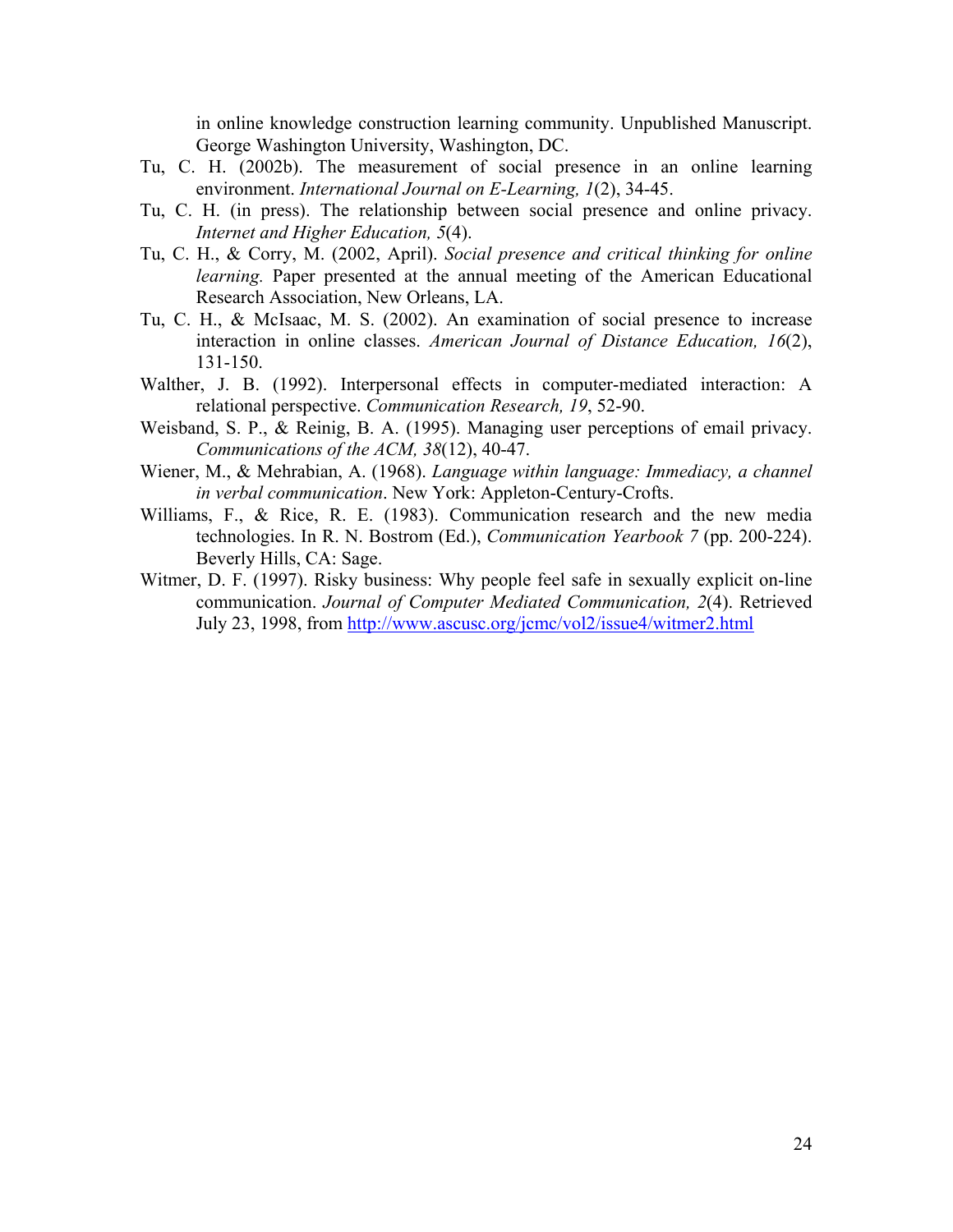in online knowledge construction learning community. Unpublished Manuscript. George Washington University, Washington, DC.

Tu, C. H. (2002b). The measurement of social presence in an online learning environment. *International Journal on E-Learning, 1*(2), 34-45.

Tu, C. H. (in press). The relationship between social presence and online privacy. *Internet and Higher Education, 5*(4).

Tu, C. H., & Corry, M. (2002, April). *Social presence and critical thinking for online learning.* Paper presented at the annual meeting of the American Educational Research Association, New Orleans, LA.

Tu, C. H., & McIsaac, M. S. (2002). An examination of social presence to increase interaction in online classes. *American Journal of Distance Education, 16*(2), 131-150.

Walther, J. B. (1992). Interpersonal effects in computer-mediated interaction: A relational perspective. *Communication Research, 19*, 52-90.

Weisband, S. P., & Reinig, B. A. (1995). Managing user perceptions of email privacy. *Communications of the ACM, 38*(12), 40-47.

Wiener, M., & Mehrabian, A. (1968). *Language within language: Immediacy, a channel in verbal communication*. New York: Appleton-Century-Crofts.

Williams, F., & Rice, R. E. (1983). Communication research and the new media technologies. In R. N. Bostrom (Ed.), *Communication Yearbook 7* (pp. 200-224). Beverly Hills, CA: Sage.

Witmer, D. F. (1997). Risky business: Why people feel safe in sexually explicit on-line communication. *Journal of Computer Mediated Communication, 2*(4). Retrieved July 23, 1998, from http://www.ascusc.org/jcmc/vol2/issue4/witmer2.html